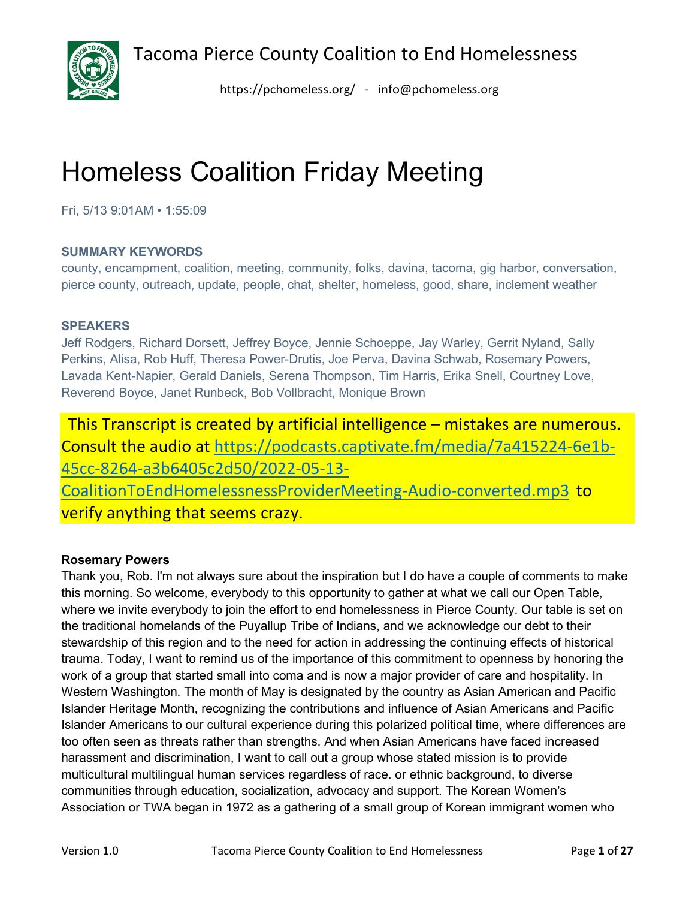Tacoma Pierce County Coalition to End Homelessness

https://pchomeless.org/ - info@pchomeless.org

# Homeless Coalition Friday Meeting

Fri, 5/13 9:01AM • 1:55:09

### SUMMARY KEYWORDS

county, encampment, coalition, meeting, community, folks, davina, tacoma, gig harbor, conversation, pierce county, outreach, update, people, chat, shelter, homeless, good, share, inclement weather

### SPEAKERS

Jeff Rodgers, Richard Dorsett, Jeffrey Boyce, Jennie Schoeppe, Jay Warley, Gerrit Nyland, Sally Perkins, Alisa, Rob Huff, Theresa Power-Drutis, Joe Perva, Davina Schwab, Rosemary Powers, Lavada Kent-Napier, Gerald Daniels, Serena Thompson, Tim Harris, Erika Snell, Courtney Love, Reverend Boyce, Janet Runbeck, Bob Vollbracht, Monique Brown

This Transcript is created by artificial intelligence – mistakes are numerous. Consult the audio at [https://podcasts.captivate.fm/media/7a415224-6e1b-45cc-8264-a3b6405c2d50/2022-05-13-CoalitionToEndHomelessnessProviderMeeting-Audio-converted.mp3](https://podcasts.captivate.fm/media/7a415224-6e1b-45cc-8264-a3b6405c2d50/2022-05-13-CoalitionToEndHomelessnessProviderMeeting-Audio-converted.mp3) to verify anything that seems crazy.

**Rosemary Powers**

Thank you, Rob. I'm not always sure about the inspiration but I do have a couple of comments to make this morning. So welcome, everybody to this opportunity to gather at what we call our Open Table, where we invite everybody to join the effort to end homelessness in Pierce County. Our table is set on the traditional homelands of the Puyallup Tribe of Indians, and we acknowledge our debt to their stewardship of this region and to the need for action in addressing the continuing effects of historical trauma. Today, I want to remind us of the importance of this commitment to openness by honoring the work of a group that started small into coma and is now a major provider of care and hospitality. In Western Washington. The month of May is designated by the country as Asian American and Pacific Islander Heritage Month, recognizing the contributions and influence of Asian Americans and Pacific Islander Americans to our cultural experience during this polarized political time, where differences are too often seen as threats rather than strengths. And when Asian Americans have faced increased harassment and discrimination, I want to call out a group whose stated mission is to provide multicultural multilingual human services regardless of race. or ethnic background, to diverse communities through education, socialization, advocacy and support. The Korean Women's Association or TWA began in 1972 as a gathering of a small group of Korean immigrant women who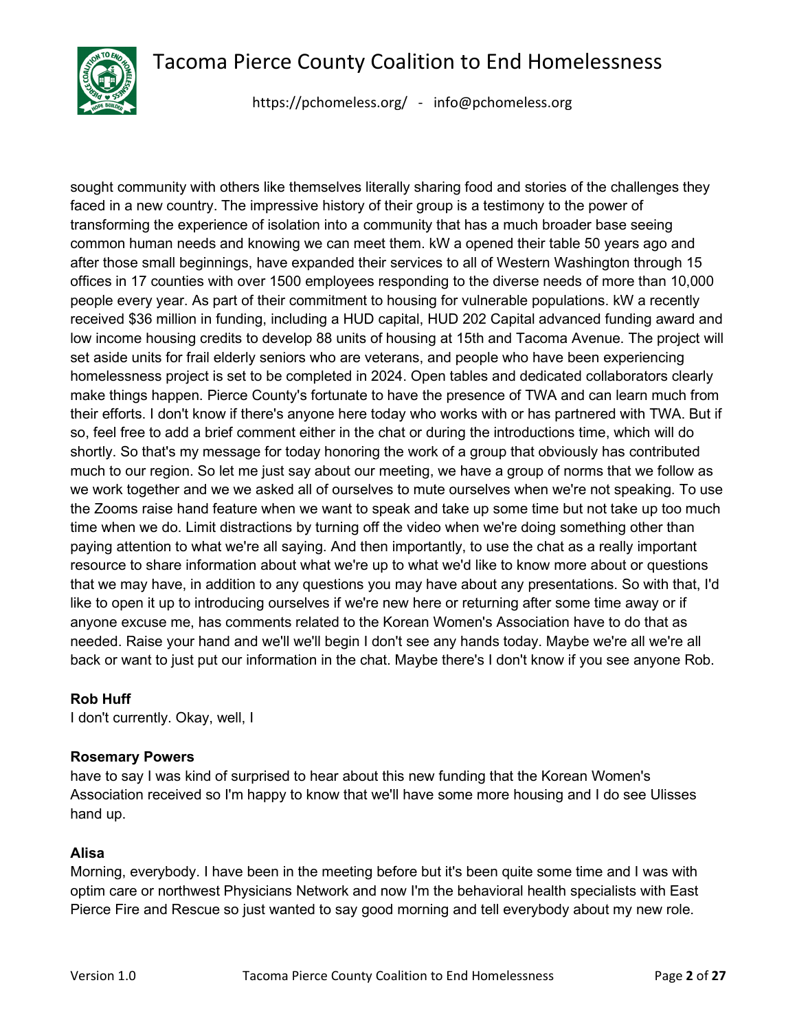sought community with others like themselves literally sharing food and stories of the challenges they faced in a new country. The impressive history of their group is a testimony to the power of transforming the experience of isolation into a community that has a much broader base seeing common human needs and knowing we can meet them. kW a opened their table 50 years ago and after those small beginnings, have expanded their services to all of Western Washington through 15 offices in 17 counties with over 1500 employees responding to the diverse needs of more than 10,000 people every year. As part of their commitment to housing for vulnerable populations. kW a recently received $36 million in funding, including a HUD capital, HUD 202 Capital advanced funding award and low income housing credits to develop 88 units of housing at 15th and Tacoma Avenue. The project will set aside units for frail elderly seniors who are veterans, and people who have been experiencing homelessness project is set to be completed in 2024. Open tables and dedicated collaborators clearly make things happen. Pierce County's fortunate to have the presence of TWA and can learn much from their efforts. I don't know if there's anyone here today who works with or has partnered with TWA. But if so, feel free to add a brief comment either in the chat or during the introductions time, which will do shortly. So that's my message for today honoring the work of a group that obviously has contributed much to our region. So let me just say about our meeting, we have a group of norms that we follow as we work together and we we asked all of ourselves to mute ourselves when we're not speaking. To use the Zooms raise hand feature when we want to speak and take up some time but not take up too much time when we do. Limit distractions by turning off the video when we're doing something other than paying attention to what we're all saying. And then importantly, to use the chat as a really important resource to share information about what we're up to what we'd like to know more about or questions that we may have, in addition to any questions you may have about any presentations. So with that, I'd like to open it up to introducing ourselves if we're new here or returning after some time away or if anyone excuse me, has comments related to the Korean Women's Association have to do that as needed. Raise your hand and we'll we'll begin I don't see any hands today. Maybe we're all we're all back or want to just put our information in the chat. Maybe there's I don't know if you see anyone Rob.

**Rob Huff**
I don't currently. Okay, well, I

**Rosemary Powers**
have to say I was kind of surprised to hear about this new funding that the Korean Women's Association received so I'm happy to know that we'll have some more housing and I do see Ulisses hand up.

**Alisa**
Morning, everybody. I have been in the meeting before but it's been quite some time and I was with optim care or northwest Physicians Network and now I'm the behavioral health specialists with East Pierce Fire and Rescue so just wanted to say good morning and tell everybody about my new role.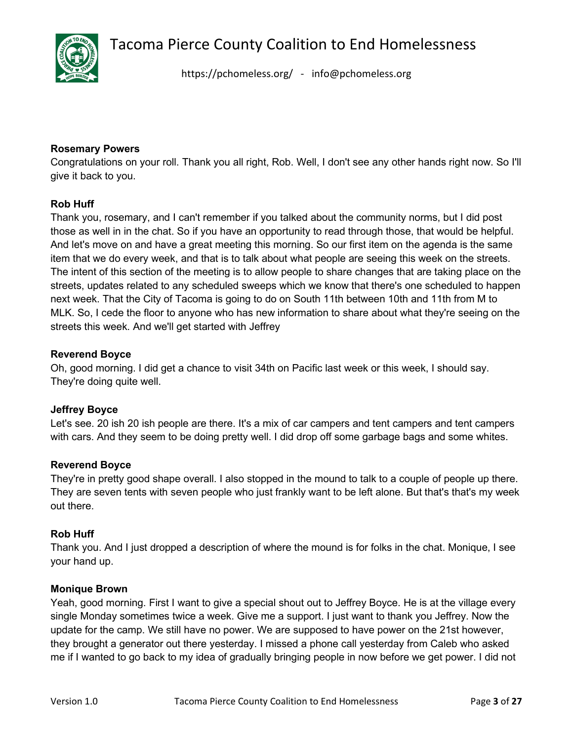**Rosemary Powers**

Congratulations on your roll. Thank you all right, Rob. Well, I don't see any other hands right now. So I'll give it back to you.

**Rob Huff**

Thank you, rosemary, and I can't remember if you talked about the community norms, but I did post those as well in in the chat. So if you have an opportunity to read through those, that would be helpful. And let's move on and have a great meeting this morning. So our first item on the agenda is the same item that we do every week, and that is to talk about what people are seeing this week on the streets. The intent of this section of the meeting is to allow people to share changes that are taking place on the streets, updates related to any scheduled sweeps which we know that there's one scheduled to happen next week. That the City of Tacoma is going to do on South 11th between 10th and 11th from M to MLK. So, I cede the floor to anyone who has new information to share about what they're seeing on the streets this week. And we'll get started with Jeffrey

**Reverend Boyce**

Oh, good morning. I did get a chance to visit 34th on Pacific last week or this week, I should say. They're doing quite well.

**Jeffrey Boyce**

Let's see. 20 ish 20 ish people are there. It's a mix of car campers and tent campers and tent campers with cars. And they seem to be doing pretty well. I did drop off some garbage bags and some whites.

**Reverend Boyce**

They're in pretty good shape overall. I also stopped in the mound to talk to a couple of people up there. They are seven tents with seven people who just frankly want to be left alone. But that's that's my week out there.

**Rob Huff**

Thank you. And I just dropped a description of where the mound is for folks in the chat. Monique, I see your hand up.

**Monique Brown**

Yeah, good morning. First I want to give a special shout out to Jeffrey Boyce. He is at the village every single Monday sometimes twice a week. Give me a support. I just want to thank you Jeffrey. Now the update for the camp. We still have no power. We are supposed to have power on the 21st however, they brought a generator out there yesterday. I missed a phone call yesterday from Caleb who asked me if I wanted to go back to my idea of gradually bringing people in now before we get power. I did not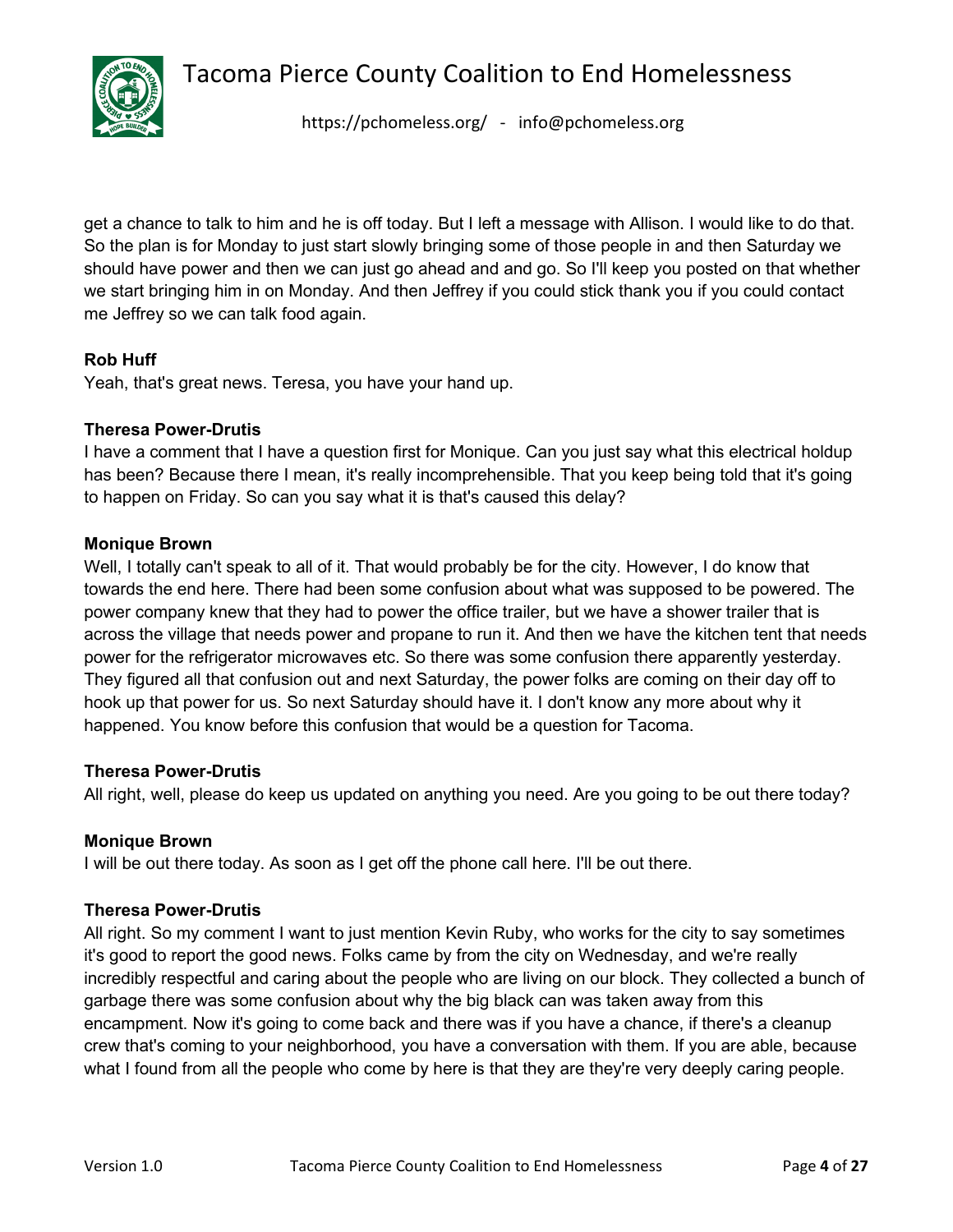get a chance to talk to him and he is off today. But I left a message with Allison. I would like to do that. So the plan is for Monday to just start slowly bringing some of those people in and then Saturday we should have power and then we can just go ahead and and go. So I'll keep you posted on that whether we start bringing him in on Monday. And then Jeffrey if you could stick thank you if you could contact me Jeffrey so we can talk food again.

**Rob Huff**
Yeah, that's great news. Teresa, you have your hand up.

**Theresa Power-Drutis**
I have a comment that I have a question first for Monique. Can you just say what this electrical holdup has been? Because there I mean, it's really incomprehensible. That you keep being told that it's going to happen on Friday. So can you say what it is that's caused this delay?

**Monique Brown**
Well, I totally can't speak to all of it. That would probably be for the city. However, I do know that towards the end here. There had been some confusion about what was supposed to be powered. The power company knew that they had to power the office trailer, but we have a shower trailer that is across the village that needs power and propane to run it. And then we have the kitchen tent that needs power for the refrigerator microwaves etc. So there was some confusion there apparently yesterday. They figured all that confusion out and next Saturday, the power folks are coming on their day off to hook up that power for us. So next Saturday should have it. I don't know any more about why it happened. You know before this confusion that would be a question for Tacoma.

**Theresa Power-Drutis**
All right, well, please do keep us updated on anything you need. Are you going to be out there today?

**Monique Brown**
I will be out there today. As soon as I get off the phone call here. I'll be out there.

**Theresa Power-Drutis**
All right. So my comment I want to just mention Kevin Ruby, who works for the city to say sometimes it's good to report the good news. Folks came by from the city on Wednesday, and we're really incredibly respectful and caring about the people who are living on our block. They collected a bunch of garbage there was some confusion about why the big black can was taken away from this encampment. Now it's going to come back and there was if you have a chance, if there's a cleanup crew that's coming to your neighborhood, you have a conversation with them. If you are able, because what I found from all the people who come by here is that they are they're very deeply caring people.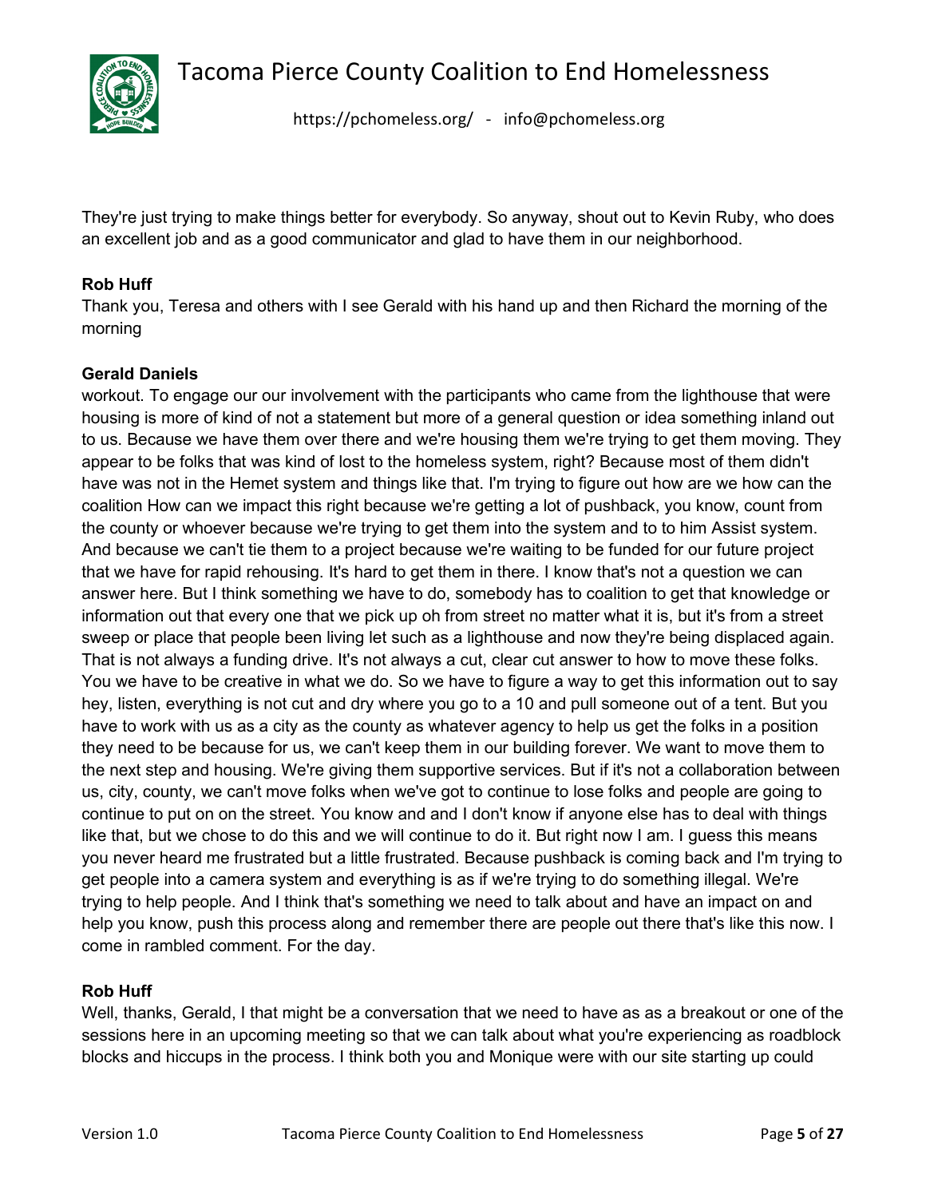They're just trying to make things better for everybody. So anyway, shout out to Kevin Ruby, who does an excellent job and as a good communicator and glad to have them in our neighborhood.

**Rob Huff**
Thank you, Teresa and others with I see Gerald with his hand up and then Richard the morning of the morning

**Gerald Daniels**
workout. To engage our our involvement with the participants who came from the lighthouse that were housing is more of kind of not a statement but more of a general question or idea something inland out to us. Because we have them over there and we're housing them we're trying to get them moving. They appear to be folks that was kind of lost to the homeless system, right? Because most of them didn't have was not in the Hemet system and things like that. I'm trying to figure out how are we how can the coalition How can we impact this right because we're getting a lot of pushback, you know, count from the county or whoever because we're trying to get them into the system and to to him Assist system. And because we can't tie them to a project because we're waiting to be funded for our future project that we have for rapid rehousing. It's hard to get them in there. I know that's not a question we can answer here. But I think something we have to do, somebody has to coalition to get that knowledge or information out that every one that we pick up oh from street no matter what it is, but it's from a street sweep or place that people been living let such as a lighthouse and now they're being displaced again. That is not always a funding drive. It's not always a cut, clear cut answer to how to move these folks. You we have to be creative in what we do. So we have to figure a way to get this information out to say hey, listen, everything is not cut and dry where you go to a 10 and pull someone out of a tent. But you have to work with us as a city as the county as whatever agency to help us get the folks in a position they need to be because for us, we can't keep them in our building forever. We want to move them to the next step and housing. We're giving them supportive services. But if it's not a collaboration between us, city, county, we can't move folks when we've got to continue to lose folks and people are going to continue to put on on the street. You know and and I don't know if anyone else has to deal with things like that, but we chose to do this and we will continue to do it. But right now I am. I guess this means you never heard me frustrated but a little frustrated. Because pushback is coming back and I'm trying to get people into a camera system and everything is as if we're trying to do something illegal. We're trying to help people. And I think that's something we need to talk about and have an impact on and help you know, push this process along and remember there are people out there that's like this now. I come in rambled comment. For the day.

**Rob Huff**
Well, thanks, Gerald, I that might be a conversation that we need to have as as a breakout or one of the sessions here in an upcoming meeting so that we can talk about what you're experiencing as roadblock blocks and hiccups in the process. I think both you and Monique were with our site starting up could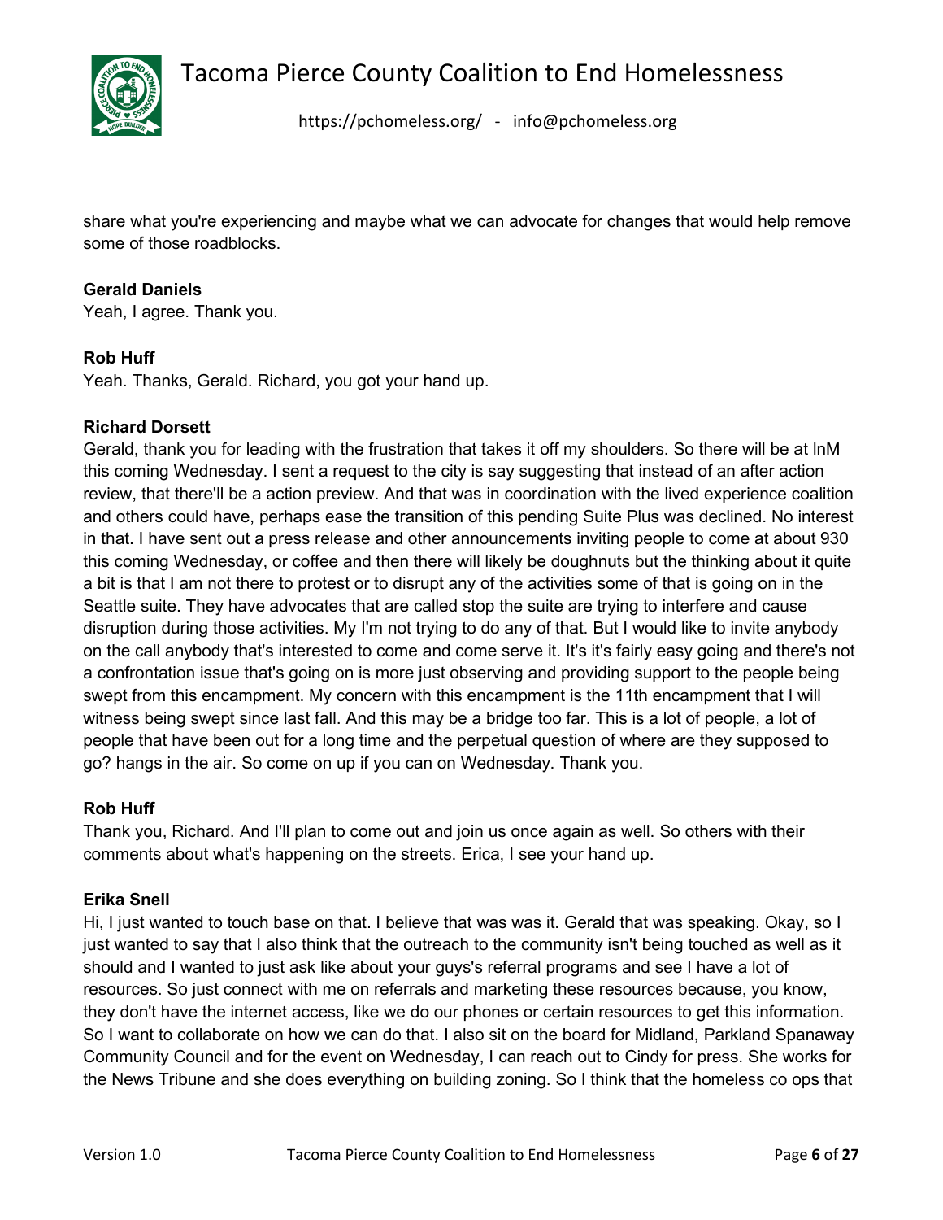share what you're experiencing and maybe what we can advocate for changes that would help remove some of those roadblocks.

**Gerald Daniels**
Yeah, I agree. Thank you.

**Rob Huff**
Yeah. Thanks, Gerald. Richard, you got your hand up.

**Richard Dorsett**
Gerald, thank you for leading with the frustration that takes it off my shoulders. So there will be at InM this coming Wednesday. I sent a request to the city is say suggesting that instead of an after action review, that there'll be a action preview. And that was in coordination with the lived experience coalition and others could have, perhaps ease the transition of this pending Suite Plus was declined. No interest in that. I have sent out a press release and other announcements inviting people to come at about 930 this coming Wednesday, or coffee and then there will likely be doughnuts but the thinking about it quite a bit is that I am not there to protest or to disrupt any of the activities some of that is going on in the Seattle suite. They have advocates that are called stop the suite are trying to interfere and cause disruption during those activities. My I'm not trying to do any of that. But I would like to invite anybody on the call anybody that's interested to come and come serve it. It's it's fairly easy going and there's not a confrontation issue that's going on is more just observing and providing support to the people being swept from this encampment. My concern with this encampment is the 11th encampment that I will witness being swept since last fall. And this may be a bridge too far. This is a lot of people, a lot of people that have been out for a long time and the perpetual question of where are they supposed to go? hangs in the air. So come on up if you can on Wednesday. Thank you.

**Rob Huff**
Thank you, Richard. And I'll plan to come out and join us once again as well. So others with their comments about what's happening on the streets. Erica, I see your hand up.

**Erika Snell**
Hi, I just wanted to touch base on that. I believe that was was it. Gerald that was speaking. Okay, so I just wanted to say that I also think that the outreach to the community isn't being touched as well as it should and I wanted to just ask like about your guys's referral programs and see I have a lot of resources. So just connect with me on referrals and marketing these resources because, you know, they don't have the internet access, like we do our phones or certain resources to get this information. So I want to collaborate on how we can do that. I also sit on the board for Midland, Parkland Spanaway Community Council and for the event on Wednesday, I can reach out to Cindy for press. She works for the News Tribune and she does everything on building zoning. So I think that the homeless co ops that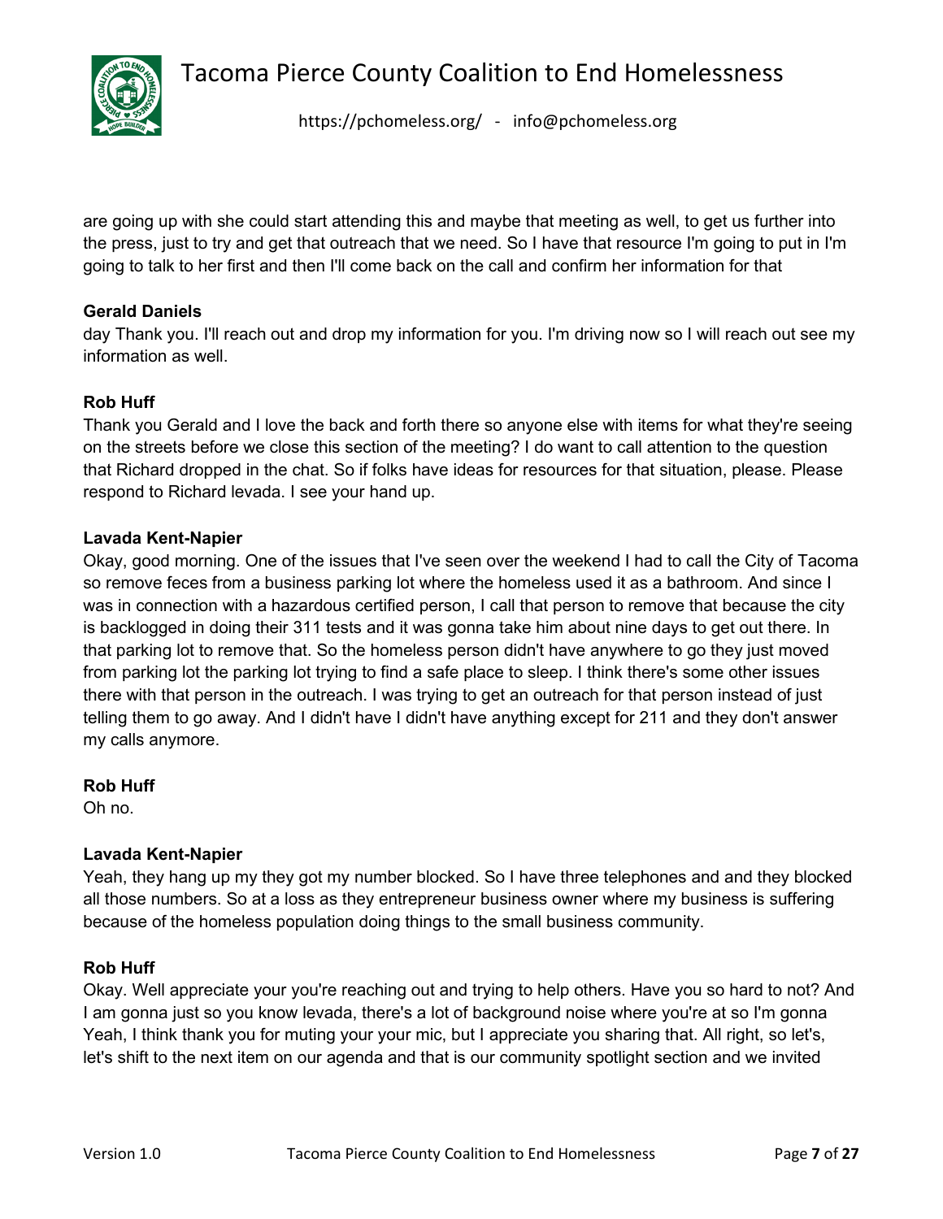are going up with she could start attending this and maybe that meeting as well, to get us further into the press, just to try and get that outreach that we need. So I have that resource I'm going to put in I'm going to talk to her first and then I'll come back on the call and confirm her information for that

**Gerald Daniels**
day Thank you. I'll reach out and drop my information for you. I'm driving now so I will reach out see my information as well.

**Rob Huff**
Thank you Gerald and I love the back and forth there so anyone else with items for what they're seeing on the streets before we close this section of the meeting? I do want to call attention to the question that Richard dropped in the chat. So if folks have ideas for resources for that situation, please. Please respond to Richard levada. I see your hand up.

**Lavada Kent-Napier**
Okay, good morning. One of the issues that I've seen over the weekend I had to call the City of Tacoma so remove feces from a business parking lot where the homeless used it as a bathroom. And since I was in connection with a hazardous certified person, I call that person to remove that because the city is backlogged in doing their 311 tests and it was gonna take him about nine days to get out there. In that parking lot to remove that. So the homeless person didn't have anywhere to go they just moved from parking lot the parking lot trying to find a safe place to sleep. I think there's some other issues there with that person in the outreach. I was trying to get an outreach for that person instead of just telling them to go away. And I didn't have I didn't have anything except for 211 and they don't answer my calls anymore.

**Rob Huff**
Oh no.

**Lavada Kent-Napier**
Yeah, they hang up my they got my number blocked. So I have three telephones and and they blocked all those numbers. So at a loss as they entrepreneur business owner where my business is suffering because of the homeless population doing things to the small business community.

**Rob Huff**
Okay. Well appreciate your you're reaching out and trying to help others. Have you so hard to not? And I am gonna just so you know levada, there's a lot of background noise where you're at so I'm gonna Yeah, I think thank you for muting your your mic, but I appreciate you sharing that. All right, so let's, let's shift to the next item on our agenda and that is our community spotlight section and we invited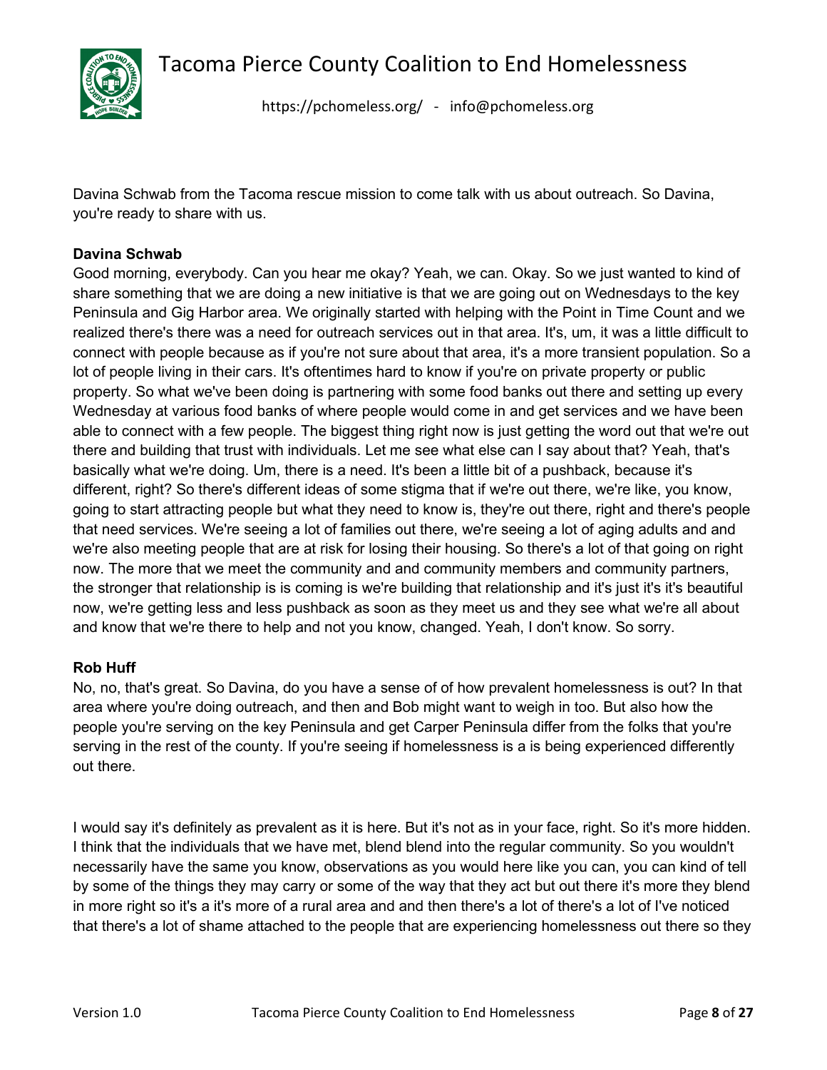Davina Schwab from the Tacoma rescue mission to come talk with us about outreach. So Davina, you're ready to share with us.

**Davina Schwab**

Good morning, everybody. Can you hear me okay? Yeah, we can. Okay. So we just wanted to kind of share something that we are doing a new initiative is that we are going out on Wednesdays to the key Peninsula and Gig Harbor area. We originally started with helping with the Point in Time Count and we realized there's there was a need for outreach services out in that area. It's, um, it was a little difficult to connect with people because as if you're not sure about that area, it's a more transient population. So a lot of people living in their cars. It's oftentimes hard to know if you're on private property or public property. So what we've been doing is partnering with some food banks out there and setting up every Wednesday at various food banks of where people would come in and get services and we have been able to connect with a few people. The biggest thing right now is just getting the word out that we're out there and building that trust with individuals. Let me see what else can I say about that? Yeah, that's basically what we're doing. Um, there is a need. It's been a little bit of a pushback, because it's different, right? So there's different ideas of some stigma that if we're out there, we're like, you know, going to start attracting people but what they need to know is, they're out there, right and there's people that need services. We're seeing a lot of families out there, we're seeing a lot of aging adults and and we're also meeting people that are at risk for losing their housing. So there's a lot of that going on right now. The more that we meet the community and and community members and community partners, the stronger that relationship is is coming is we're building that relationship and it's just it's it's beautiful now, we're getting less and less pushback as soon as they meet us and they see what we're all about and know that we're there to help and not you know, changed. Yeah, I don't know. So sorry.

**Rob Huff**

No, no, that's great. So Davina, do you have a sense of of how prevalent homelessness is out? In that area where you're doing outreach, and then and Bob might want to weigh in too. But also how the people you're serving on the key Peninsula and get Carper Peninsula differ from the folks that you're serving in the rest of the county. If you're seeing if homelessness is a is being experienced differently out there.

I would say it's definitely as prevalent as it is here. But it's not as in your face, right. So it's more hidden. I think that the individuals that we have met, blend blend into the regular community. So you wouldn't necessarily have the same you know, observations as you would here like you can, you can kind of tell by some of the things they may carry or some of the way that they act but out there it's more they blend in more right so it's a it's more of a rural area and and then there's a lot of there's a lot of I've noticed that there's a lot of shame attached to the people that are experiencing homelessness out there so they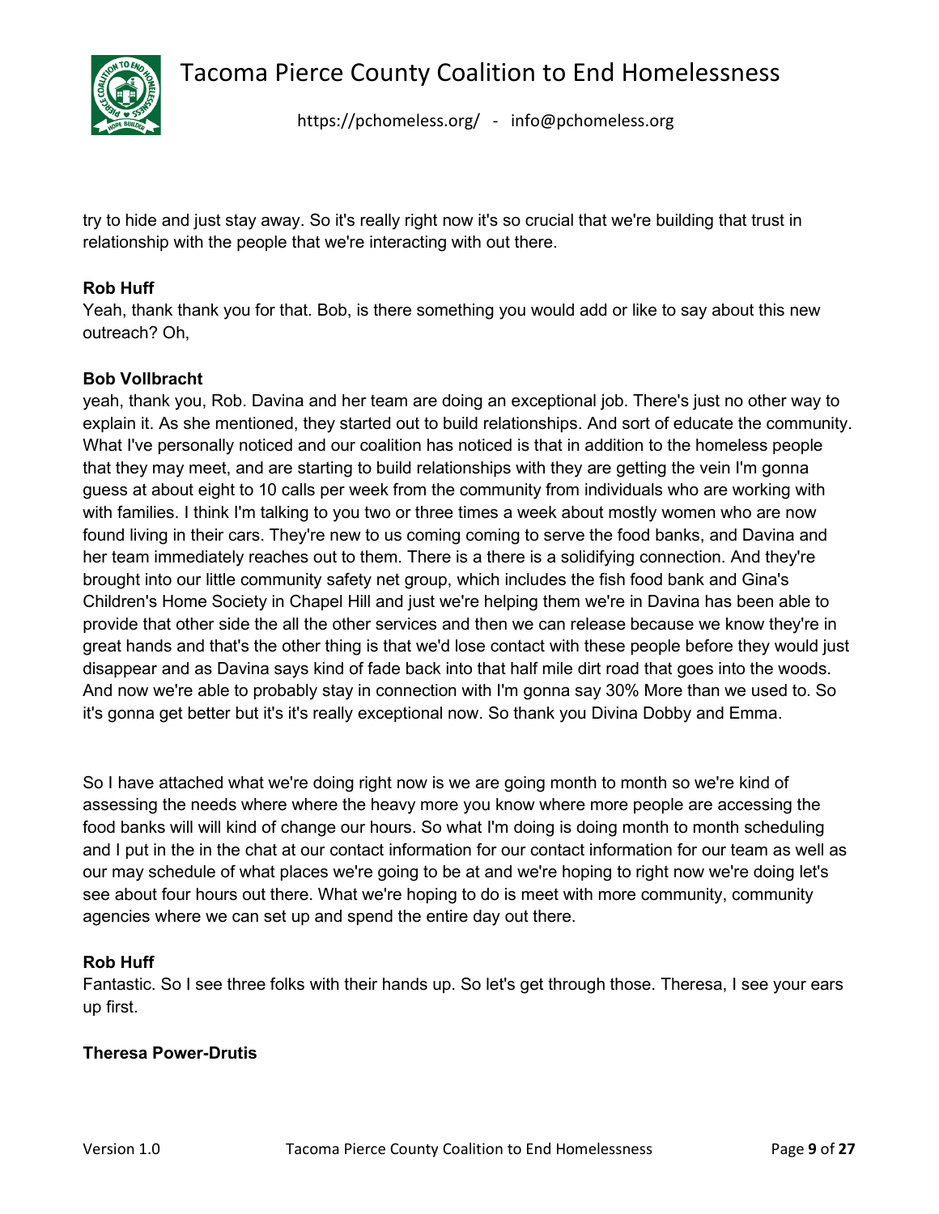try to hide and just stay away. So it's really right now it's so crucial that we're building that trust in relationship with the people that we're interacting with out there.

**Rob Huff**

Yeah, thank thank you for that. Bob, is there something you would add or like to say about this new outreach? Oh,

**Bob Vollbracht**

yeah, thank you, Rob. Davina and her team are doing an exceptional job. There's just no other way to explain it. As she mentioned, they started out to build relationships. And sort of educate the community. What I've personally noticed and our coalition has noticed is that in addition to the homeless people that they may meet, and are starting to build relationships with they are getting the vein I'm gonna guess at about eight to 10 calls per week from the community from individuals who are working with with families. I think I'm talking to you two or three times a week about mostly women who are now found living in their cars. They're new to us coming coming to serve the food banks, and Davina and her team immediately reaches out to them. There is a there is a solidifying connection. And they're brought into our little community safety net group, which includes the fish food bank and Gina's Children's Home Society in Chapel Hill and just we're helping them we're in Davina has been able to provide that other side the all the other services and then we can release because we know they're in great hands and that's the other thing is that we'd lose contact with these people before they would just disappear and as Davina says kind of fade back into that half mile dirt road that goes into the woods. And now we're able to probably stay in connection with I'm gonna say 30% More than we used to. So it's gonna get better but it's it's really exceptional now. So thank you Divina Dobby and Emma.

So I have attached what we're doing right now is we are going month to month so we're kind of assessing the needs where where the heavy more you know where more people are accessing the food banks will will kind of change our hours. So what I'm doing is doing month to month scheduling and I put in the in the chat at our contact information for our contact information for our team as well as our may schedule of what places we're going to be at and we're hoping to right now we're doing let's see about four hours out there. What we're hoping to do is meet with more community, community agencies where we can set up and spend the entire day out there.

**Rob Huff**

Fantastic. So I see three folks with their hands up. So let's get through those. Theresa, I see your ears up first.

**Theresa Power-Drutis**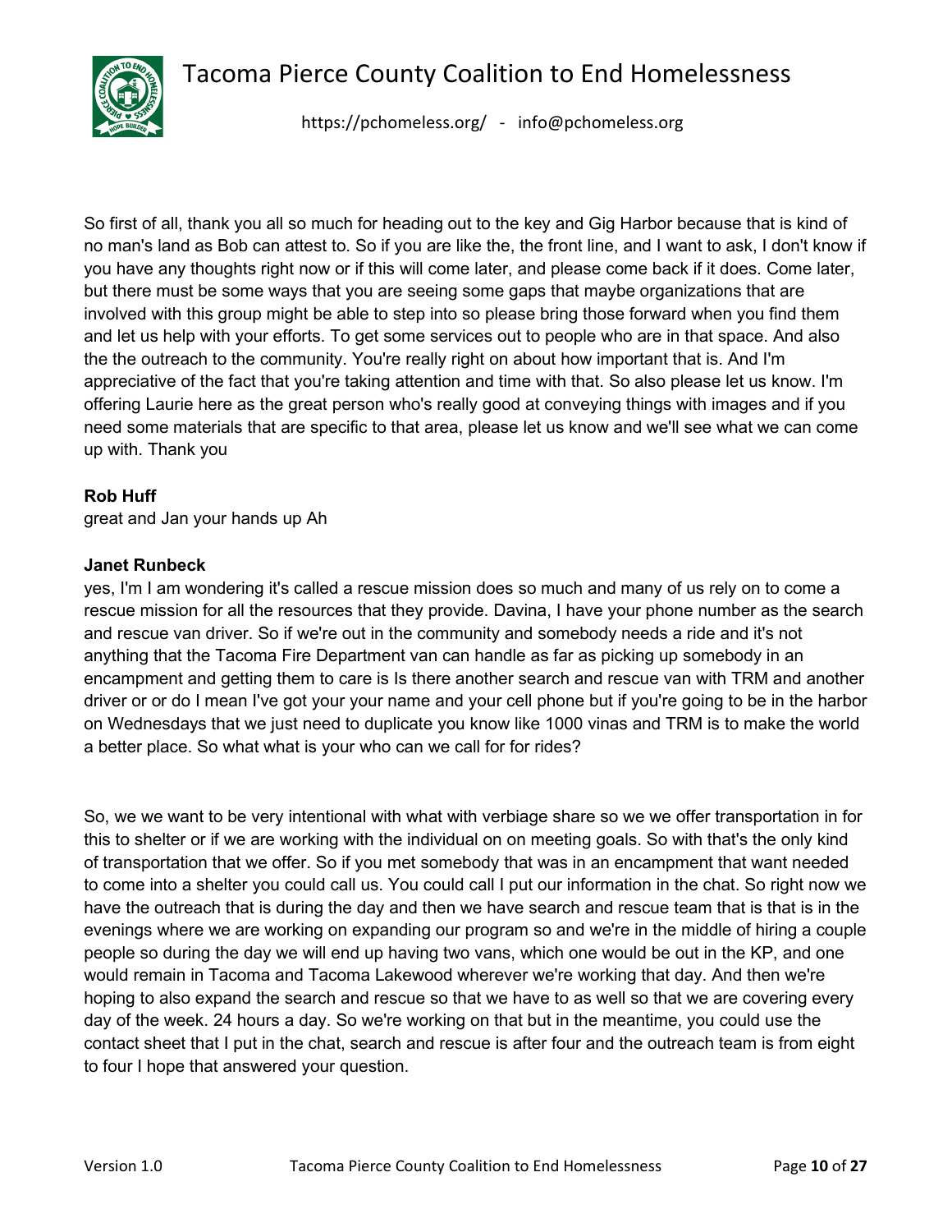So first of all, thank you all so much for heading out to the key and Gig Harbor because that is kind of no man's land as Bob can attest to. So if you are like the, the front line, and I want to ask, I don't know if you have any thoughts right now or if this will come later, and please come back if it does. Come later, but there must be some ways that you are seeing some gaps that maybe organizations that are involved with this group might be able to step into so please bring those forward when you find them and let us help with your efforts. To get some services out to people who are in that space. And also the the outreach to the community. You're really right on about how important that is. And I'm appreciative of the fact that you're taking attention and time with that. So also please let us know. I'm offering Laurie here as the great person who's really good at conveying things with images and if you need some materials that are specific to that area, please let us know and we'll see what we can come up with. Thank you

**Rob Huff**
great and Jan your hands up Ah

**Janet Runbeck**
yes, I'm I am wondering it's called a rescue mission does so much and many of us rely on to come a rescue mission for all the resources that they provide. Davina, I have your phone number as the search and rescue van driver. So if we're out in the community and somebody needs a ride and it's not anything that the Tacoma Fire Department van can handle as far as picking up somebody in an encampment and getting them to care is Is there another search and rescue van with TRM and another driver or or do I mean I've got your your name and your cell phone but if you're going to be in the harbor on Wednesdays that we just need to duplicate you know like 1000 vinas and TRM is to make the world a better place. So what what is your who can we call for for rides?

So, we we want to be very intentional with what with verbiage share so we we offer transportation in for this to shelter or if we are working with the individual on on meeting goals. So with that's the only kind of transportation that we offer. So if you met somebody that was in an encampment that want needed to come into a shelter you could call us. You could call I put our information in the chat. So right now we have the outreach that is during the day and then we have search and rescue team that is that is in the evenings where we are working on expanding our program so and we're in the middle of hiring a couple people so during the day we will end up having two vans, which one would be out in the KP, and one would remain in Tacoma and Tacoma Lakewood wherever we're working that day. And then we're hoping to also expand the search and rescue so that we have to as well so that we are covering every day of the week. 24 hours a day. So we're working on that but in the meantime, you could use the contact sheet that I put in the chat, search and rescue is after four and the outreach team is from eight to four I hope that answered your question.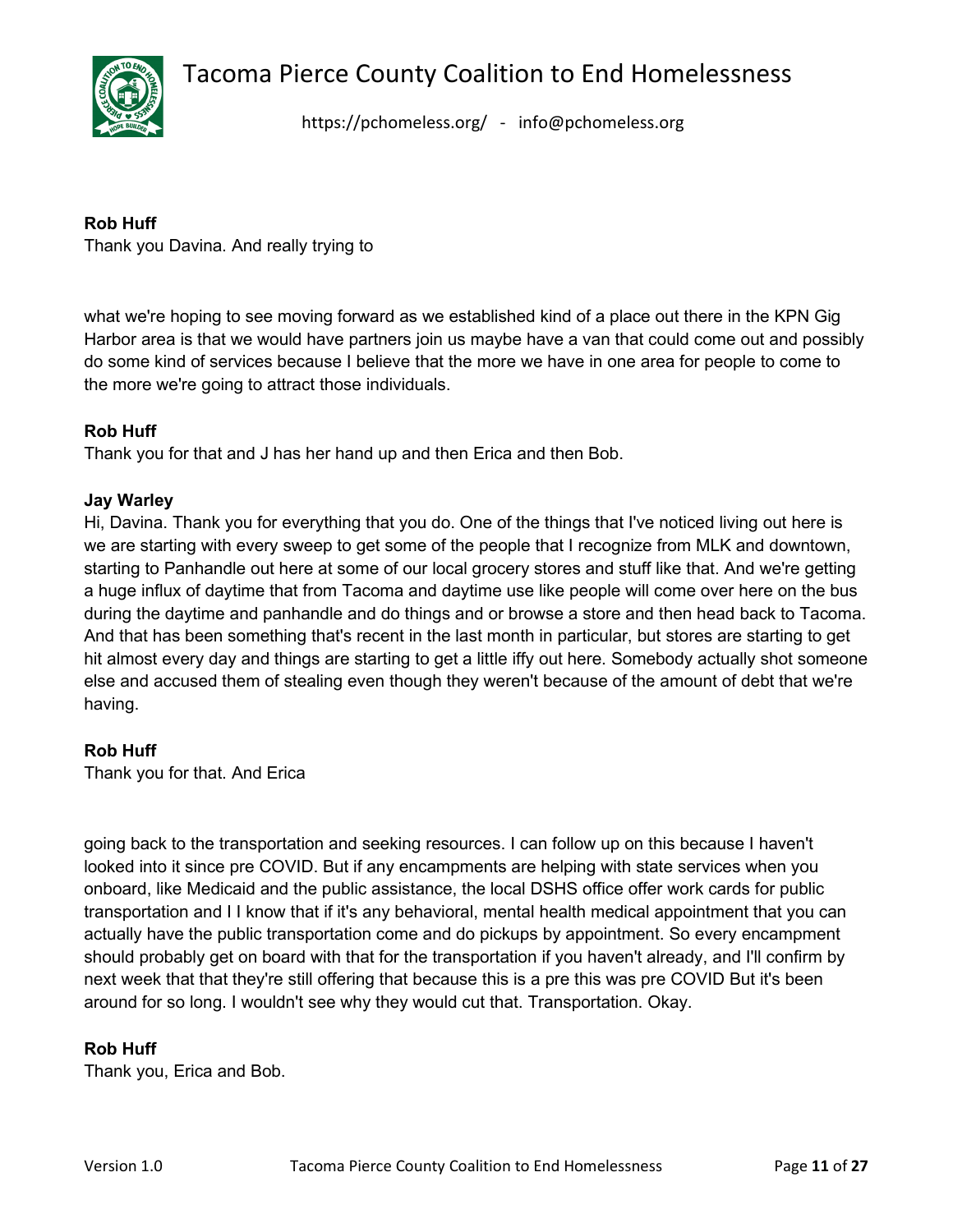**Rob Huff**
Thank you Davina. And really trying to

what we're hoping to see moving forward as we established kind of a place out there in the KPN Gig Harbor area is that we would have partners join us maybe have a van that could come out and possibly do some kind of services because I believe that the more we have in one area for people to come to the more we're going to attract those individuals.

**Rob Huff**
Thank you for that and J has her hand up and then Erica and then Bob.

**Jay Warley**
Hi, Davina. Thank you for everything that you do. One of the things that I've noticed living out here is we are starting with every sweep to get some of the people that I recognize from MLK and downtown, starting to Panhandle out here at some of our local grocery stores and stuff like that. And we're getting a huge influx of daytime that from Tacoma and daytime use like people will come over here on the bus during the daytime and panhandle and do things and or browse a store and then head back to Tacoma. And that has been something that's recent in the last month in particular, but stores are starting to get hit almost every day and things are starting to get a little iffy out here. Somebody actually shot someone else and accused them of stealing even though they weren't because of the amount of debt that we're having.

**Rob Huff**
Thank you for that. And Erica

going back to the transportation and seeking resources. I can follow up on this because I haven't looked into it since pre COVID. But if any encampments are helping with state services when you onboard, like Medicaid and the public assistance, the local DSHS office offer work cards for public transportation and I I know that if it's any behavioral, mental health medical appointment that you can actually have the public transportation come and do pickups by appointment. So every encampment should probably get on board with that for the transportation if you haven't already, and I'll confirm by next week that that they're still offering that because this is a pre this was pre COVID But it's been around for so long. I wouldn't see why they would cut that. Transportation. Okay.

**Rob Huff**
Thank you, Erica and Bob.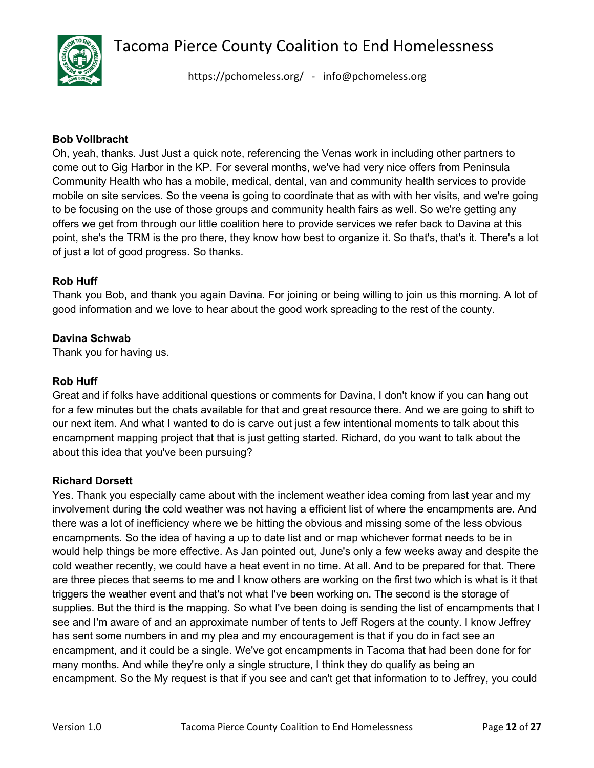**Bob Vollbracht**
Oh, yeah, thanks. Just Just a quick note, referencing the Venas work in including other partners to come out to Gig Harbor in the KP. For several months, we've had very nice offers from Peninsula Community Health who has a mobile, medical, dental, van and community health services to provide mobile on site services. So the veena is going to coordinate that as with with her visits, and we're going to be focusing on the use of those groups and community health fairs as well. So we're getting any offers we get from through our little coalition here to provide services we refer back to Davina at this point, she's the TRM is the pro there, they know how best to organize it. So that's, that's it. There's a lot of just a lot of good progress. So thanks.

**Rob Huff**
Thank you Bob, and thank you again Davina. For joining or being willing to join us this morning. A lot of good information and we love to hear about the good work spreading to the rest of the county.

**Davina Schwab**
Thank you for having us.

**Rob Huff**
Great and if folks have additional questions or comments for Davina, I don't know if you can hang out for a few minutes but the chats available for that and great resource there. And we are going to shift to our next item. And what I wanted to do is carve out just a few intentional moments to talk about this encampment mapping project that that is just getting started. Richard, do you want to talk about the about this idea that you've been pursuing?

**Richard Dorsett**
Yes. Thank you especially came about with the inclement weather idea coming from last year and my involvement during the cold weather was not having a efficient list of where the encampments are. And there was a lot of inefficiency where we be hitting the obvious and missing some of the less obvious encampments. So the idea of having a up to date list and or map whichever format needs to be in would help things be more effective. As Jan pointed out, June's only a few weeks away and despite the cold weather recently, we could have a heat event in no time. At all. And to be prepared for that. There are three pieces that seems to me and I know others are working on the first two which is what is it that triggers the weather event and that's not what I've been working on. The second is the storage of supplies. But the third is the mapping. So what I've been doing is sending the list of encampments that I see and I'm aware of and an approximate number of tents to Jeff Rogers at the county. I know Jeffrey has sent some numbers in and my plea and my encouragement is that if you do in fact see an encampment, and it could be a single. We've got encampments in Tacoma that had been done for for many months. And while they're only a single structure, I think they do qualify as being an encampment. So the My request is that if you see and can't get that information to to Jeffrey, you could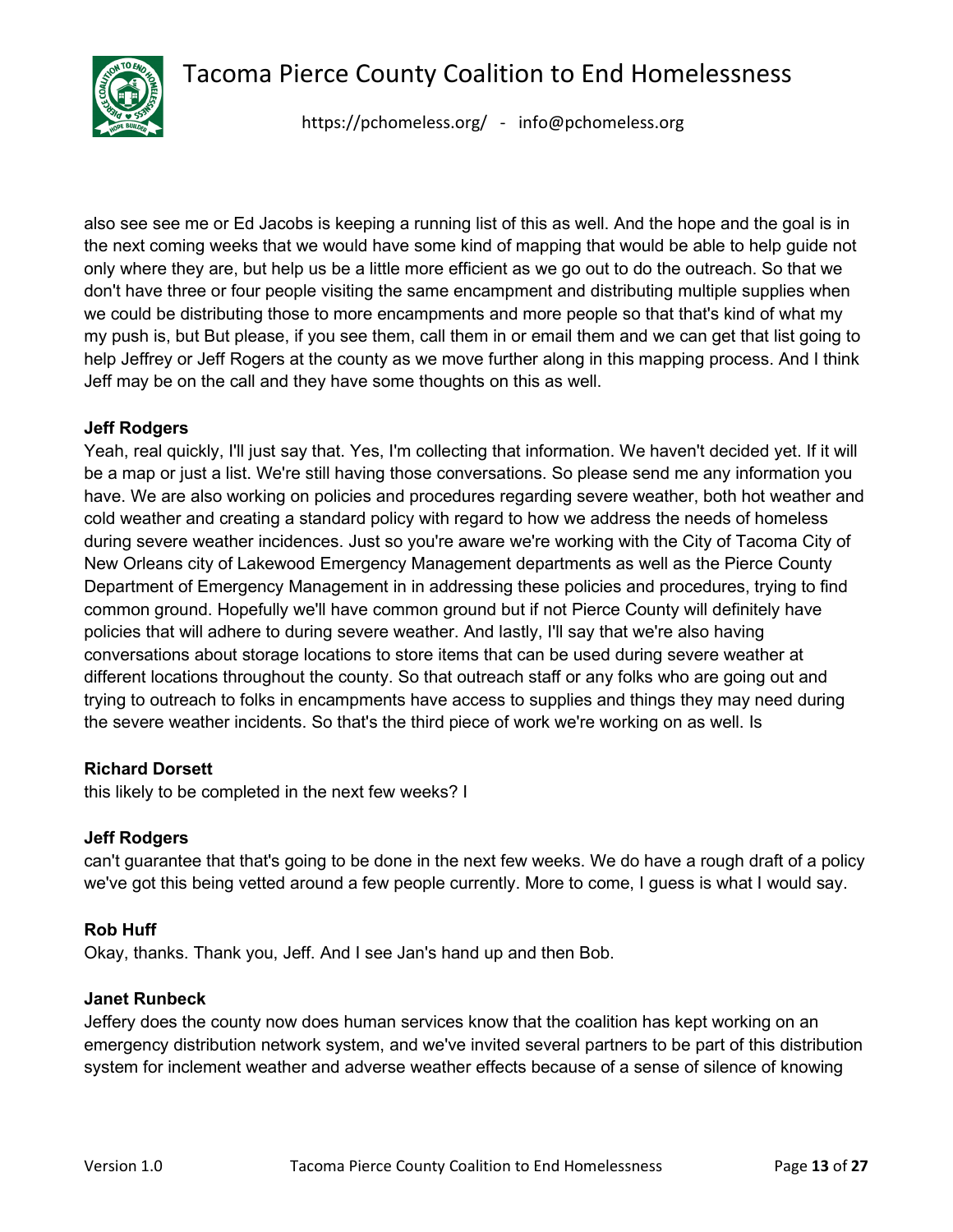also see see me or Ed Jacobs is keeping a running list of this as well. And the hope and the goal is in the next coming weeks that we would have some kind of mapping that would be able to help guide not only where they are, but help us be a little more efficient as we go out to do the outreach. So that we don't have three or four people visiting the same encampment and distributing multiple supplies when we could be distributing those to more encampments and more people so that that's kind of what my my push is, but But please, if you see them, call them in or email them and we can get that list going to help Jeffrey or Jeff Rogers at the county as we move further along in this mapping process. And I think Jeff may be on the call and they have some thoughts on this as well.

**Jeff Rodgers**
Yeah, real quickly, I'll just say that. Yes, I'm collecting that information. We haven't decided yet. If it will be a map or just a list. We're still having those conversations. So please send me any information you have. We are also working on policies and procedures regarding severe weather, both hot weather and cold weather and creating a standard policy with regard to how we address the needs of homeless during severe weather incidences. Just so you're aware we're working with the City of Tacoma City of New Orleans city of Lakewood Emergency Management departments as well as the Pierce County Department of Emergency Management in in addressing these policies and procedures, trying to find common ground. Hopefully we'll have common ground but if not Pierce County will definitely have policies that will adhere to during severe weather. And lastly, I'll say that we're also having conversations about storage locations to store items that can be used during severe weather at different locations throughout the county. So that outreach staff or any folks who are going out and trying to outreach to folks in encampments have access to supplies and things they may need during the severe weather incidents. So that's the third piece of work we're working on as well. Is

**Richard Dorsett**
this likely to be completed in the next few weeks? I

**Jeff Rodgers**
can't guarantee that that's going to be done in the next few weeks. We do have a rough draft of a policy we've got this being vetted around a few people currently. More to come, I guess is what I would say.

**Rob Huff**
Okay, thanks. Thank you, Jeff. And I see Jan's hand up and then Bob.

**Janet Runbeck**
Jeffery does the county now does human services know that the coalition has kept working on an emergency distribution network system, and we've invited several partners to be part of this distribution system for inclement weather and adverse weather effects because of a sense of silence of knowing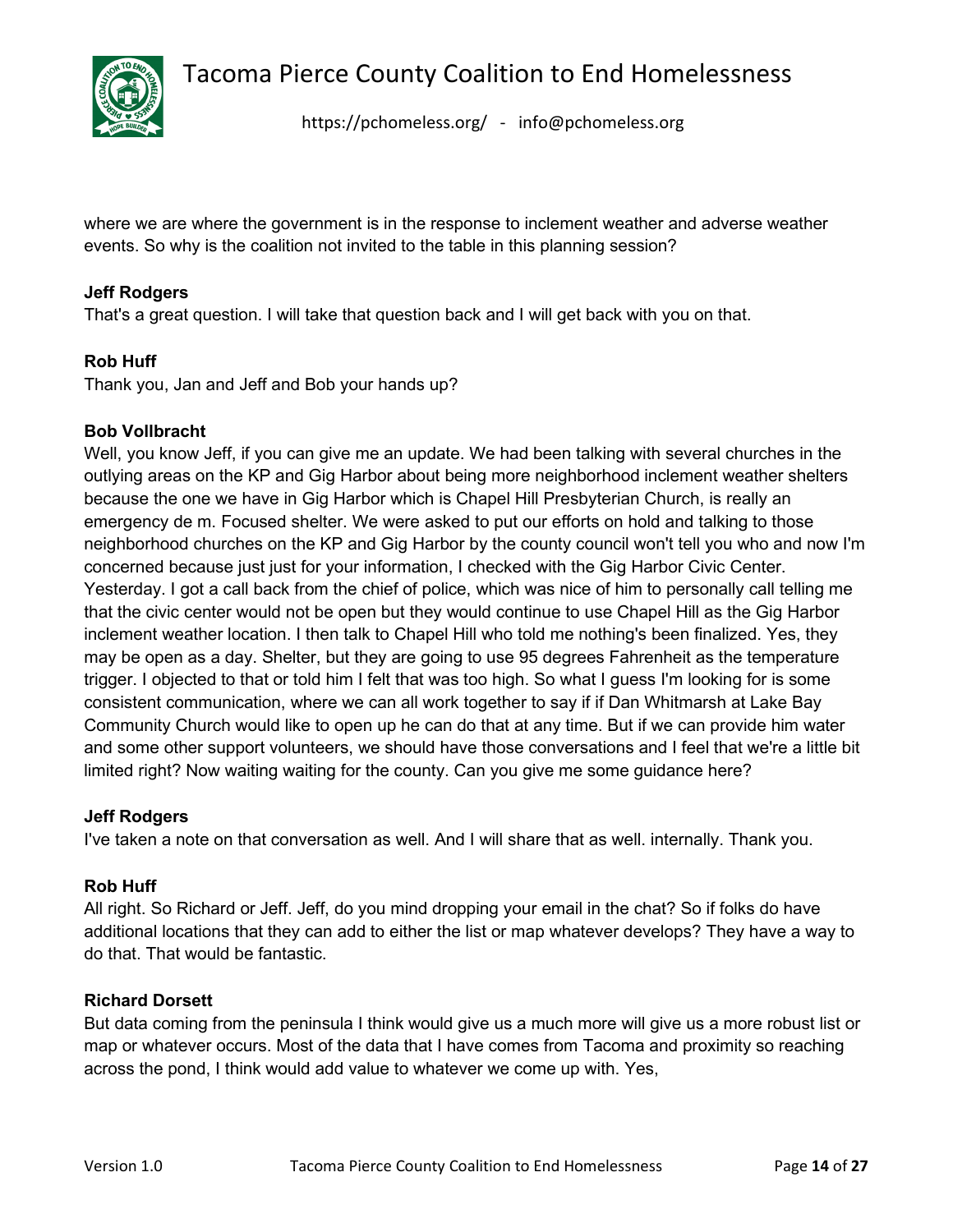where we are where the government is in the response to inclement weather and adverse weather events. So why is the coalition not invited to the table in this planning session?

**Jeff Rodgers**
That's a great question. I will take that question back and I will get back with you on that.

**Rob Huff**
Thank you, Jan and Jeff and Bob your hands up?

**Bob Vollbracht**
Well, you know Jeff, if you can give me an update. We had been talking with several churches in the outlying areas on the KP and Gig Harbor about being more neighborhood inclement weather shelters because the one we have in Gig Harbor which is Chapel Hill Presbyterian Church, is really an emergency de m. Focused shelter. We were asked to put our efforts on hold and talking to those neighborhood churches on the KP and Gig Harbor by the county council won't tell you who and now I'm concerned because just just for your information, I checked with the Gig Harbor Civic Center. Yesterday. I got a call back from the chief of police, which was nice of him to personally call telling me that the civic center would not be open but they would continue to use Chapel Hill as the Gig Harbor inclement weather location. I then talk to Chapel Hill who told me nothing's been finalized. Yes, they may be open as a day. Shelter, but they are going to use 95 degrees Fahrenheit as the temperature trigger. I objected to that or told him I felt that was too high. So what I guess I'm looking for is some consistent communication, where we can all work together to say if if Dan Whitmarsh at Lake Bay Community Church would like to open up he can do that at any time. But if we can provide him water and some other support volunteers, we should have those conversations and I feel that we're a little bit limited right? Now waiting waiting for the county. Can you give me some guidance here?

**Jeff Rodgers**
I've taken a note on that conversation as well. And I will share that as well. internally. Thank you.

**Rob Huff**
All right. So Richard or Jeff. Jeff, do you mind dropping your email in the chat? So if folks do have additional locations that they can add to either the list or map whatever develops? They have a way to do that. That would be fantastic.

**Richard Dorsett**
But data coming from the peninsula I think would give us a much more will give us a more robust list or map or whatever occurs. Most of the data that I have comes from Tacoma and proximity so reaching across the pond, I think would add value to whatever we come up with. Yes,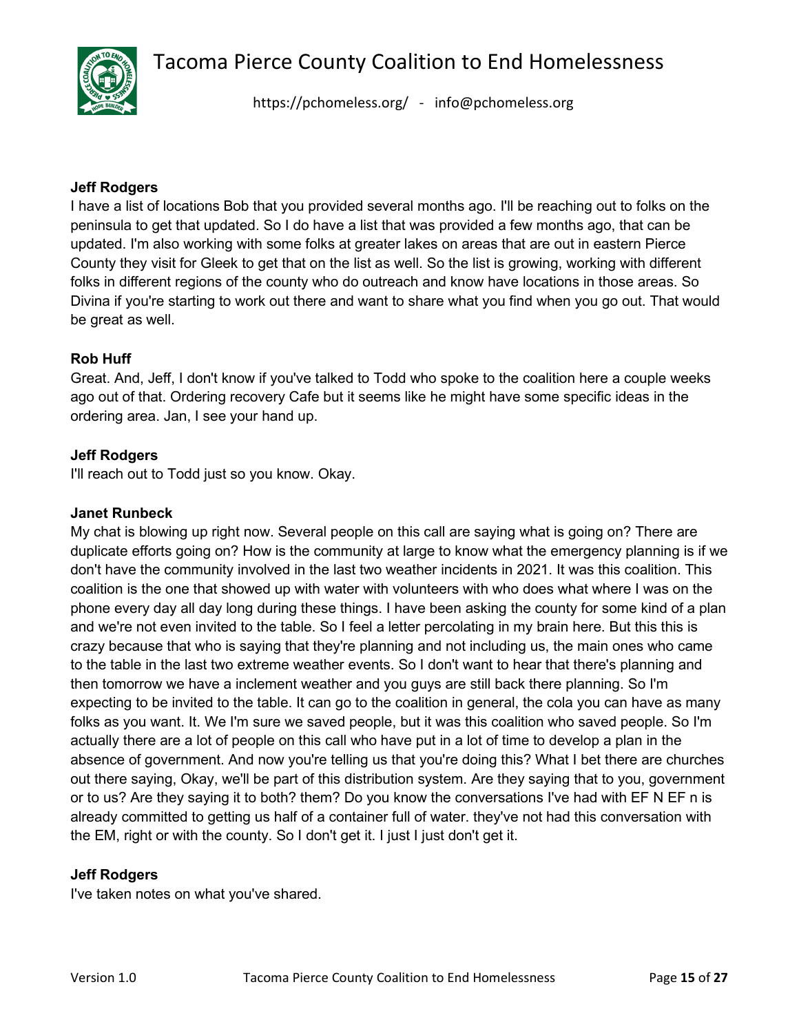**Jeff Rodgers**

I have a list of locations Bob that you provided several months ago. I'll be reaching out to folks on the peninsula to get that updated. So I do have a list that was provided a few months ago, that can be updated. I'm also working with some folks at greater lakes on areas that are out in eastern Pierce County they visit for Gleek to get that on the list as well. So the list is growing, working with different folks in different regions of the county who do outreach and know have locations in those areas. So Divina if you're starting to work out there and want to share what you find when you go out. That would be great as well.

**Rob Huff**

Great. And, Jeff, I don't know if you've talked to Todd who spoke to the coalition here a couple weeks ago out of that. Ordering recovery Cafe but it seems like he might have some specific ideas in the ordering area. Jan, I see your hand up.

**Jeff Rodgers**

I'll reach out to Todd just so you know. Okay.

**Janet Runbeck**

My chat is blowing up right now. Several people on this call are saying what is going on? There are duplicate efforts going on? How is the community at large to know what the emergency planning is if we don't have the community involved in the last two weather incidents in 2021. It was this coalition. This coalition is the one that showed up with water with volunteers with who does what where I was on the phone every day all day long during these things. I have been asking the county for some kind of a plan and we're not even invited to the table. So I feel a letter percolating in my brain here. But this this is crazy because that who is saying that they're planning and not including us, the main ones who came to the table in the last two extreme weather events. So I don't want to hear that there's planning and then tomorrow we have a inclement weather and you guys are still back there planning. So I'm expecting to be invited to the table. It can go to the coalition in general, the cola you can have as many folks as you want. It. We I'm sure we saved people, but it was this coalition who saved people. So I'm actually there are a lot of people on this call who have put in a lot of time to develop a plan in the absence of government. And now you're telling us that you're doing this? What I bet there are churches out there saying, Okay, we'll be part of this distribution system. Are they saying that to you, government or to us? Are they saying it to both? them? Do you know the conversations I've had with EF N EF n is already committed to getting us half of a container full of water. they've not had this conversation with the EM, right or with the county. So I don't get it. I just I just don't get it.

**Jeff Rodgers**

I've taken notes on what you've shared.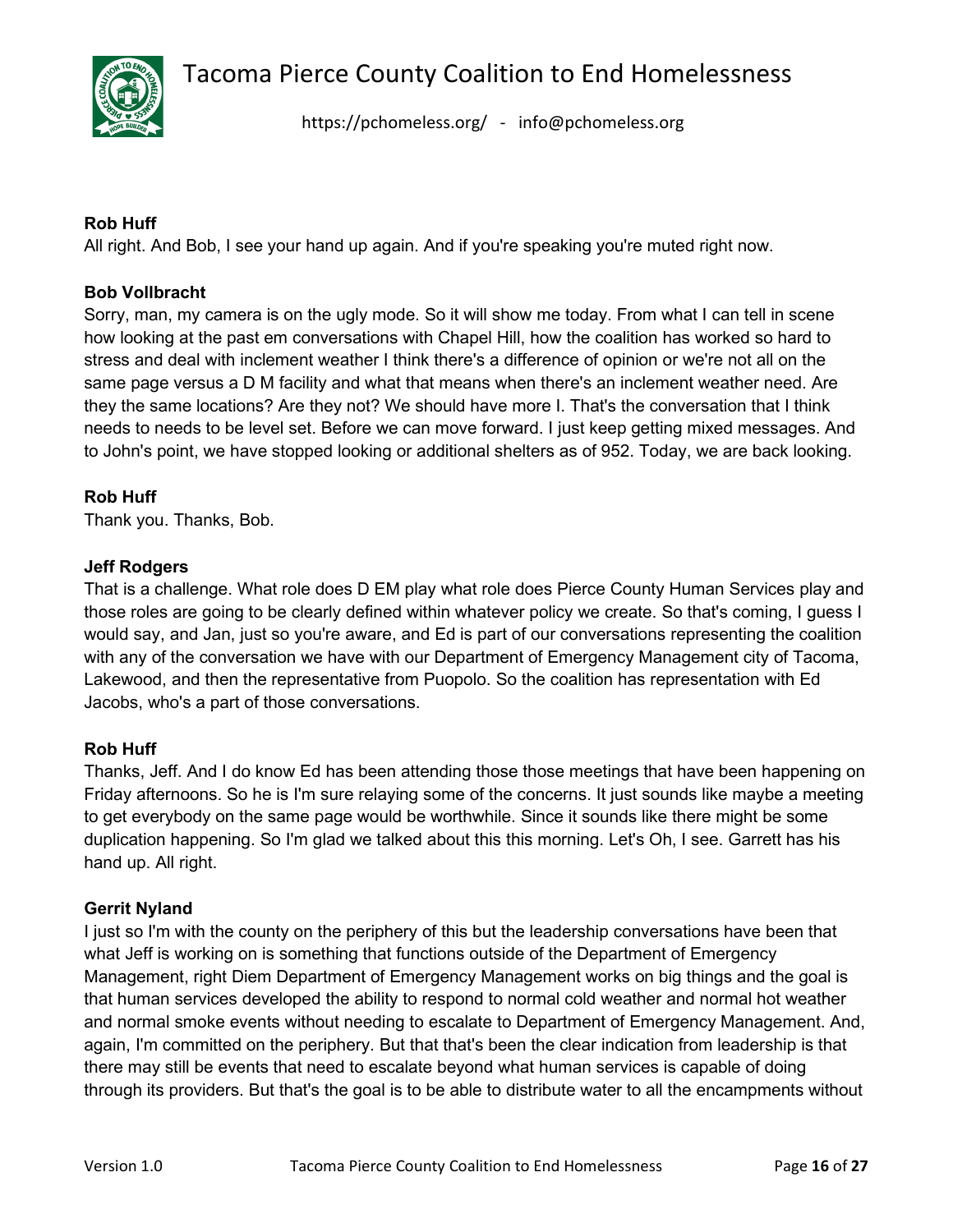**Rob Huff**
All right. And Bob, I see your hand up again. And if you're speaking you're muted right now.

**Bob Vollbracht**
Sorry, man, my camera is on the ugly mode. So it will show me today. From what I can tell in scene how looking at the past em conversations with Chapel Hill, how the coalition has worked so hard to stress and deal with inclement weather I think there's a difference of opinion or we're not all on the same page versus a D M facility and what that means when there's an inclement weather need. Are they the same locations? Are they not? We should have more I. That's the conversation that I think needs to needs to be level set. Before we can move forward. I just keep getting mixed messages. And to John's point, we have stopped looking or additional shelters as of 952. Today, we are back looking.

**Rob Huff**
Thank you. Thanks, Bob.

**Jeff Rodgers**
That is a challenge. What role does D EM play what role does Pierce County Human Services play and those roles are going to be clearly defined within whatever policy we create. So that's coming, I guess I would say, and Jan, just so you're aware, and Ed is part of our conversations representing the coalition with any of the conversation we have with our Department of Emergency Management city of Tacoma, Lakewood, and then the representative from Puopolo. So the coalition has representation with Ed Jacobs, who's a part of those conversations.

**Rob Huff**
Thanks, Jeff. And I do know Ed has been attending those those meetings that have been happening on Friday afternoons. So he is I'm sure relaying some of the concerns. It just sounds like maybe a meeting to get everybody on the same page would be worthwhile. Since it sounds like there might be some duplication happening. So I'm glad we talked about this this morning. Let's Oh, I see. Garrett has his hand up. All right.

**Gerrit Nyland**
I just so I'm with the county on the periphery of this but the leadership conversations have been that what Jeff is working on is something that functions outside of the Department of Emergency Management, right Diem Department of Emergency Management works on big things and the goal is that human services developed the ability to respond to normal cold weather and normal hot weather and normal smoke events without needing to escalate to Department of Emergency Management. And, again, I'm committed on the periphery. But that that's been the clear indication from leadership is that there may still be events that need to escalate beyond what human services is capable of doing through its providers. But that's the goal is to be able to distribute water to all the encampments without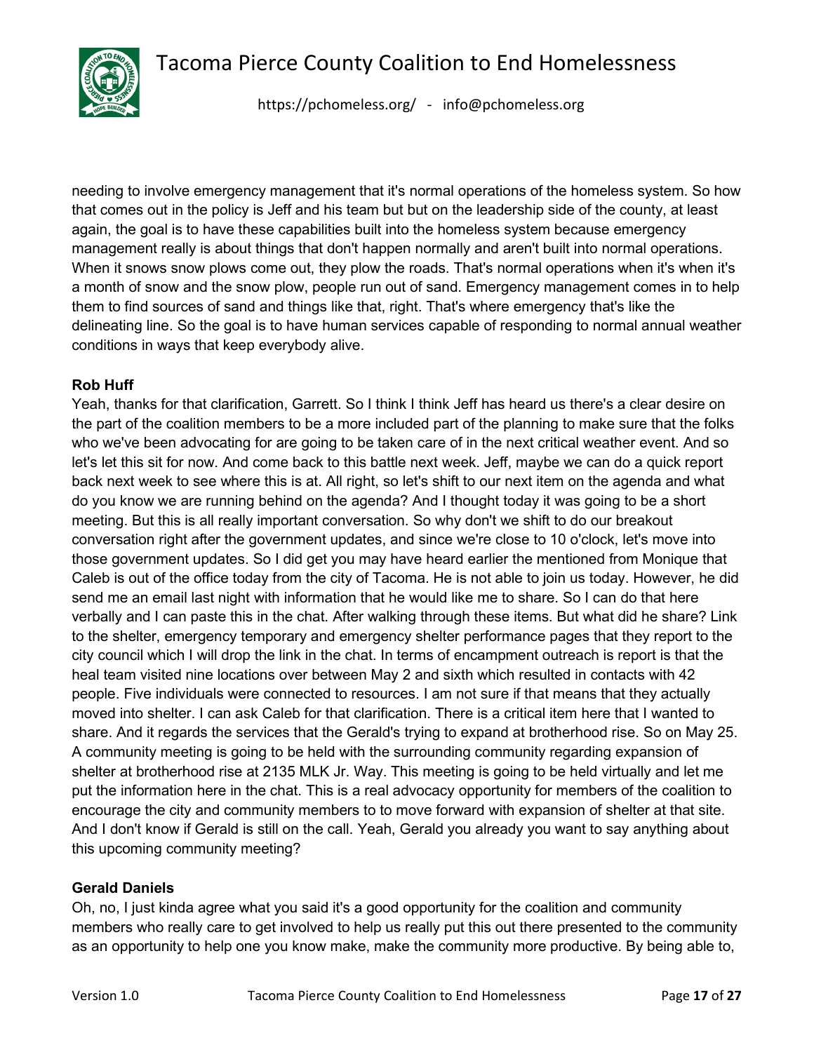needing to involve emergency management that it's normal operations of the homeless system. So how that comes out in the policy is Jeff and his team but but on the leadership side of the county, at least again, the goal is to have these capabilities built into the homeless system because emergency management really is about things that don't happen normally and aren't built into normal operations. When it snows snow plows come out, they plow the roads. That's normal operations when it's when it's a month of snow and the snow plow, people run out of sand. Emergency management comes in to help them to find sources of sand and things like that, right. That's where emergency that's like the delineating line. So the goal is to have human services capable of responding to normal annual weather conditions in ways that keep everybody alive.

**Rob Huff**

Yeah, thanks for that clarification, Garrett. So I think I think Jeff has heard us there's a clear desire on the part of the coalition members to be a more included part of the planning to make sure that the folks who we've been advocating for are going to be taken care of in the next critical weather event. And so let's let this sit for now. And come back to this battle next week. Jeff, maybe we can do a quick report back next week to see where this is at. All right, so let's shift to our next item on the agenda and what do you know we are running behind on the agenda? And I thought today it was going to be a short meeting. But this is all really important conversation. So why don't we shift to do our breakout conversation right after the government updates, and since we're close to 10 o'clock, let's move into those government updates. So I did get you may have heard earlier the mentioned from Monique that Caleb is out of the office today from the city of Tacoma. He is not able to join us today. However, he did send me an email last night with information that he would like me to share. So I can do that here verbally and I can paste this in the chat. After walking through these items. But what did he share? Link to the shelter, emergency temporary and emergency shelter performance pages that they report to the city council which I will drop the link in the chat. In terms of encampment outreach is report is that the heal team visited nine locations over between May 2 and sixth which resulted in contacts with 42 people. Five individuals were connected to resources. I am not sure if that means that they actually moved into shelter. I can ask Caleb for that clarification. There is a critical item here that I wanted to share. And it regards the services that the Gerald's trying to expand at brotherhood rise. So on May 25. A community meeting is going to be held with the surrounding community regarding expansion of shelter at brotherhood rise at 2135 MLK Jr. Way. This meeting is going to be held virtually and let me put the information here in the chat. This is a real advocacy opportunity for members of the coalition to encourage the city and community members to move forward with expansion of shelter at that site. And I don't know if Gerald is still on the call. Yeah, Gerald you already you want to say anything about this upcoming community meeting?

**Gerald Daniels**

Oh, no, I just kinda agree what you said it's a good opportunity for the coalition and community members who really care to get involved to help us really put this out there presented to the community as an opportunity to help one you know make, make the community more productive. By being able to,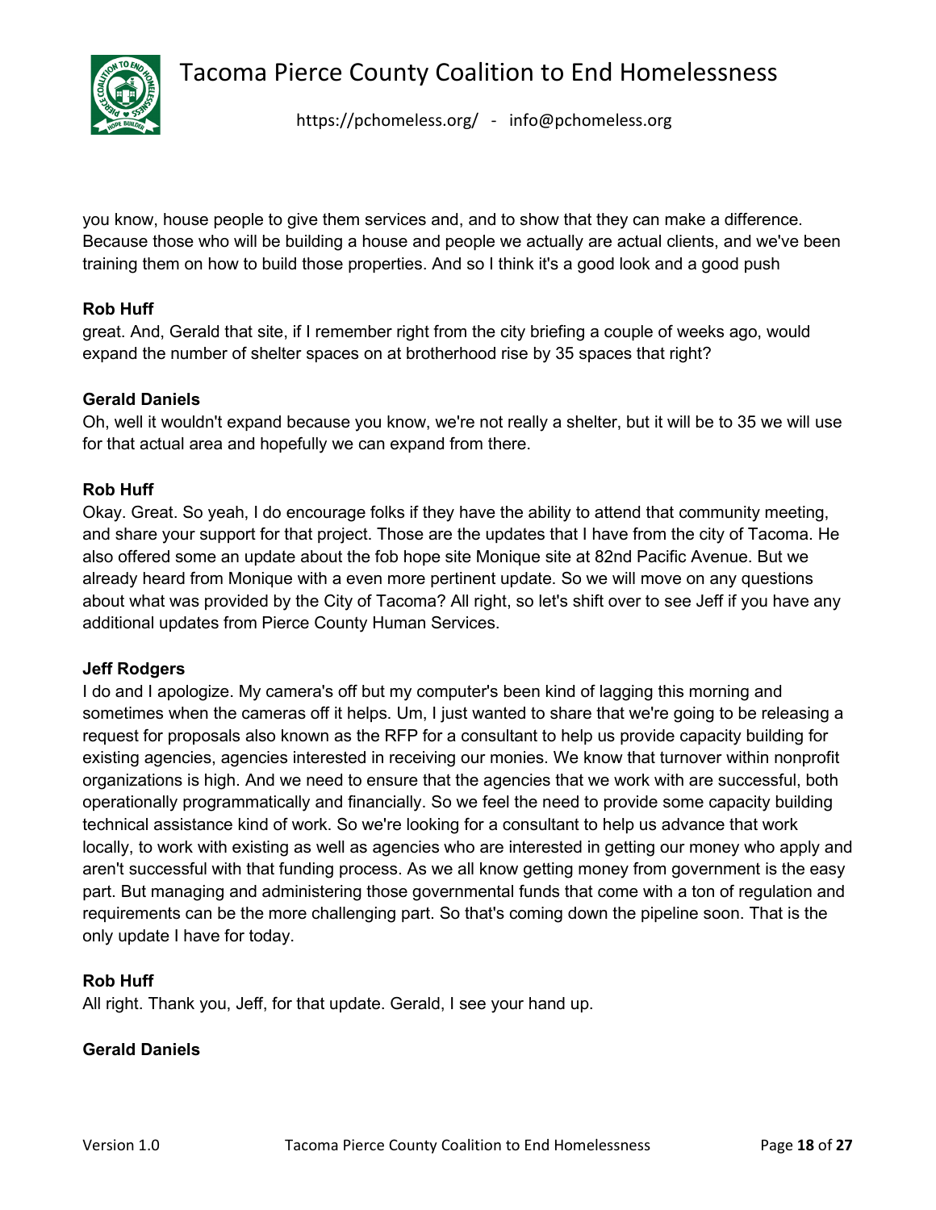you know, house people to give them services and, and to show that they can make a difference. Because those who will be building a house and people we actually are actual clients, and we've been training them on how to build those properties. And so I think it's a good look and a good push

**Rob Huff**
great. And, Gerald that site, if I remember right from the city briefing a couple of weeks ago, would expand the number of shelter spaces on at brotherhood rise by 35 spaces that right?

**Gerald Daniels**
Oh, well it wouldn't expand because you know, we're not really a shelter, but it will be to 35 we will use for that actual area and hopefully we can expand from there.

**Rob Huff**
Okay. Great. So yeah, I do encourage folks if they have the ability to attend that community meeting, and share your support for that project. Those are the updates that I have from the city of Tacoma. He also offered some an update about the fob hope site Monique site at 82nd Pacific Avenue. But we already heard from Monique with a even more pertinent update. So we will move on any questions about what was provided by the City of Tacoma? All right, so let's shift over to see Jeff if you have any additional updates from Pierce County Human Services.

**Jeff Rodgers**
I do and I apologize. My camera's off but my computer's been kind of lagging this morning and sometimes when the cameras off it helps. Um, I just wanted to share that we're going to be releasing a request for proposals also known as the RFP for a consultant to help us provide capacity building for existing agencies, agencies interested in receiving our monies. We know that turnover within nonprofit organizations is high. And we need to ensure that the agencies that we work with are successful, both operationally programmatically and financially. So we feel the need to provide some capacity building technical assistance kind of work. So we're looking for a consultant to help us advance that work locally, to work with existing as well as agencies who are interested in getting our money who apply and aren't successful with that funding process. As we all know getting money from government is the easy part. But managing and administering those governmental funds that come with a ton of regulation and requirements can be the more challenging part. So that's coming down the pipeline soon. That is the only update I have for today.

**Rob Huff**
All right. Thank you, Jeff, for that update. Gerald, I see your hand up.

**Gerald Daniels**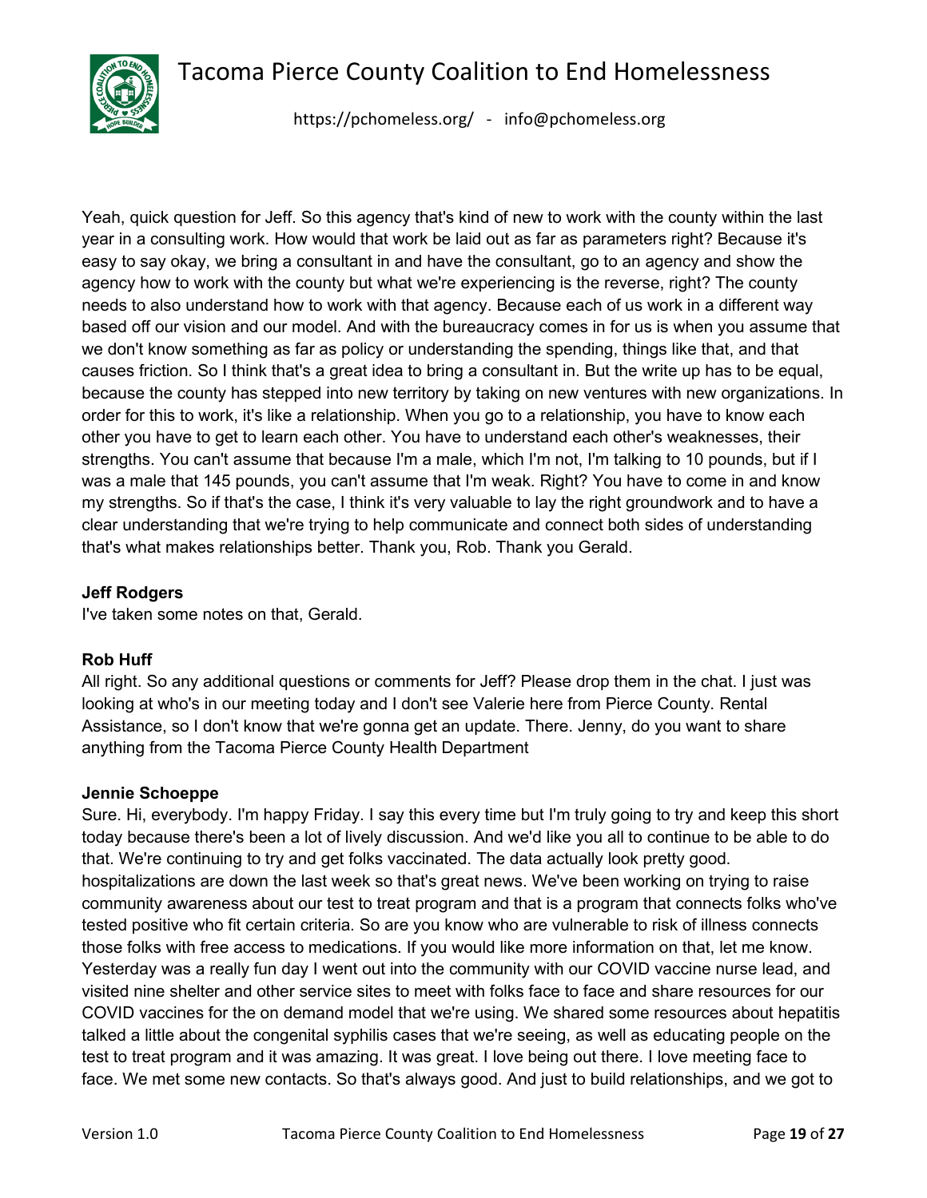Yeah, quick question for Jeff. So this agency that's kind of new to work with the county within the last year in a consulting work. How would that work be laid out as far as parameters right? Because it's easy to say okay, we bring a consultant in and have the consultant, go to an agency and show the agency how to work with the county but what we're experiencing is the reverse, right? The county needs to also understand how to work with that agency. Because each of us work in a different way based off our vision and our model. And with the bureaucracy comes in for us is when you assume that we don't know something as far as policy or understanding the spending, things like that, and that causes friction. So I think that's a great idea to bring a consultant in. But the write up has to be equal, because the county has stepped into new territory by taking on new ventures with new organizations. In order for this to work, it's like a relationship. When you go to a relationship, you have to know each other you have to get to learn each other. You have to understand each other's weaknesses, their strengths. You can't assume that because I'm a male, which I'm not, I'm talking to 10 pounds, but if I was a male that 145 pounds, you can't assume that I'm weak. Right? You have to come in and know my strengths. So if that's the case, I think it's very valuable to lay the right groundwork and to have a clear understanding that we're trying to help communicate and connect both sides of understanding that's what makes relationships better. Thank you, Rob. Thank you Gerald.

**Jeff Rodgers**
I've taken some notes on that, Gerald.

**Rob Huff**
All right. So any additional questions or comments for Jeff? Please drop them in the chat. I just was looking at who's in our meeting today and I don't see Valerie here from Pierce County. Rental Assistance, so I don't know that we're gonna get an update. There. Jenny, do you want to share anything from the Tacoma Pierce County Health Department

**Jennie Schoeppe**
Sure. Hi, everybody. I'm happy Friday. I say this every time but I'm truly going to try and keep this short today because there's been a lot of lively discussion. And we'd like you all to continue to be able to do that. We're continuing to try and get folks vaccinated. The data actually look pretty good. hospitalizations are down the last week so that's great news. We've been working on trying to raise community awareness about our test to treat program and that is a program that connects folks who've tested positive who fit certain criteria. So are you know who are vulnerable to risk of illness connects those folks with free access to medications. If you would like more information on that, let me know. Yesterday was a really fun day I went out into the community with our COVID vaccine nurse lead, and visited nine shelter and other service sites to meet with folks face to face and share resources for our COVID vaccines for the on demand model that we're using. We shared some resources about hepatitis talked a little about the congenital syphilis cases that we're seeing, as well as educating people on the test to treat program and it was amazing. It was great. I love being out there. I love meeting face to face. We met some new contacts. So that's always good. And just to build relationships, and we got to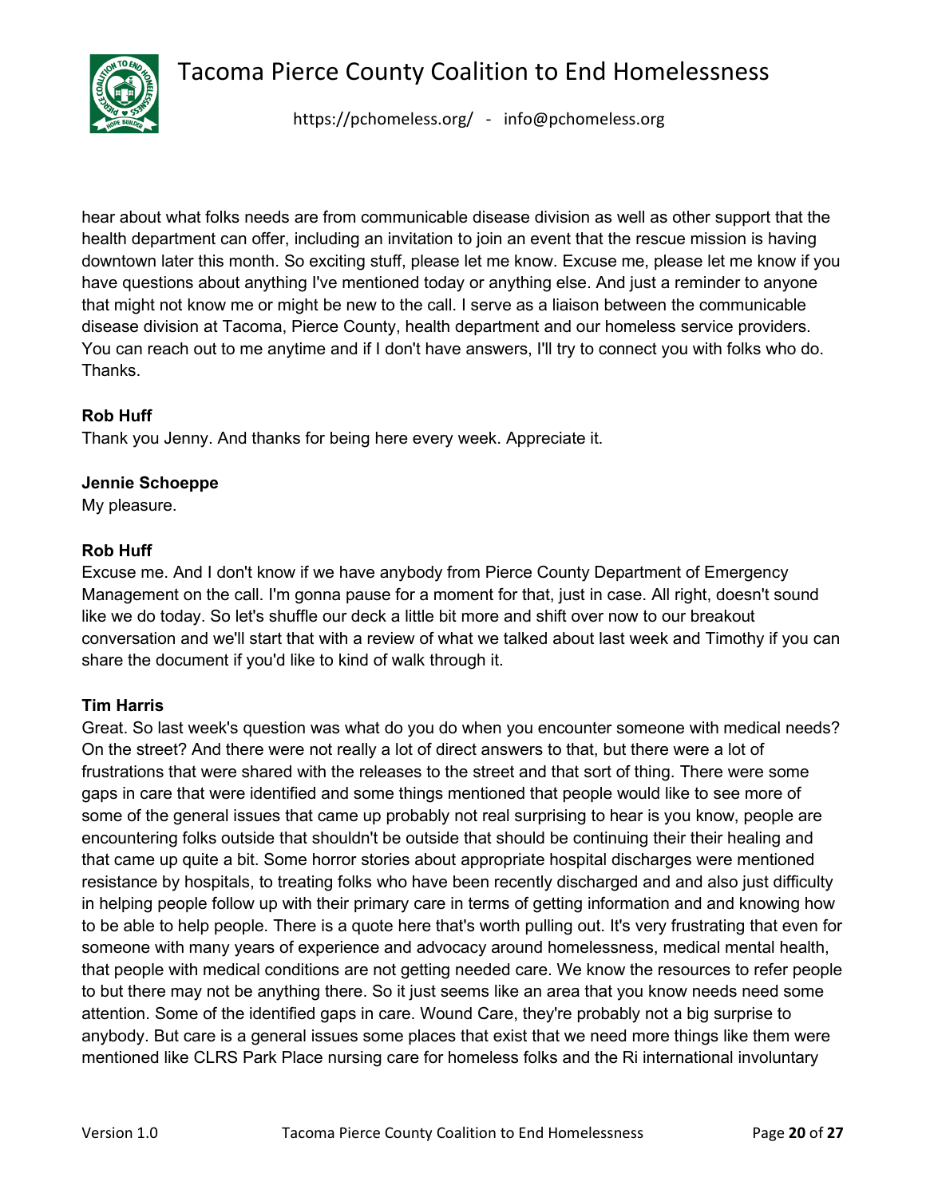hear about what folks needs are from communicable disease division as well as other support that the health department can offer, including an invitation to join an event that the rescue mission is having downtown later this month. So exciting stuff, please let me know. Excuse me, please let me know if you have questions about anything I've mentioned today or anything else. And just a reminder to anyone that might not know me or might be new to the call. I serve as a liaison between the communicable disease division at Tacoma, Pierce County, health department and our homeless service providers. You can reach out to me anytime and if I don't have answers, I'll try to connect you with folks who do. Thanks.

**Rob Huff**
Thank you Jenny. And thanks for being here every week. Appreciate it.

**Jennie Schoeppe**
My pleasure.

**Rob Huff**
Excuse me. And I don't know if we have anybody from Pierce County Department of Emergency Management on the call. I'm gonna pause for a moment for that, just in case. All right, doesn't sound like we do today. So let's shuffle our deck a little bit more and shift over now to our breakout conversation and we'll start that with a review of what we talked about last week and Timothy if you can share the document if you'd like to kind of walk through it.

**Tim Harris**
Great. So last week's question was what do you do when you encounter someone with medical needs? On the street? And there were not really a lot of direct answers to that, but there were a lot of frustrations that were shared with the releases to the street and that sort of thing. There were some gaps in care that were identified and some things mentioned that people would like to see more of some of the general issues that came up probably not real surprising to hear is you know, people are encountering folks outside that shouldn't be outside that should be continuing their their healing and that came up quite a bit. Some horror stories about appropriate hospital discharges were mentioned resistance by hospitals, to treating folks who have been recently discharged and and also just difficulty in helping people follow up with their primary care in terms of getting information and and knowing how to be able to help people. There is a quote here that's worth pulling out. It's very frustrating that even for someone with many years of experience and advocacy around homelessness, medical mental health, that people with medical conditions are not getting needed care. We know the resources to refer people to but there may not be anything there. So it just seems like an area that you know needs need some attention. Some of the identified gaps in care. Wound Care, they're probably not a big surprise to anybody. But care is a general issues some places that exist that we need more things like them were mentioned like CLRS Park Place nursing care for homeless folks and the Ri international involuntary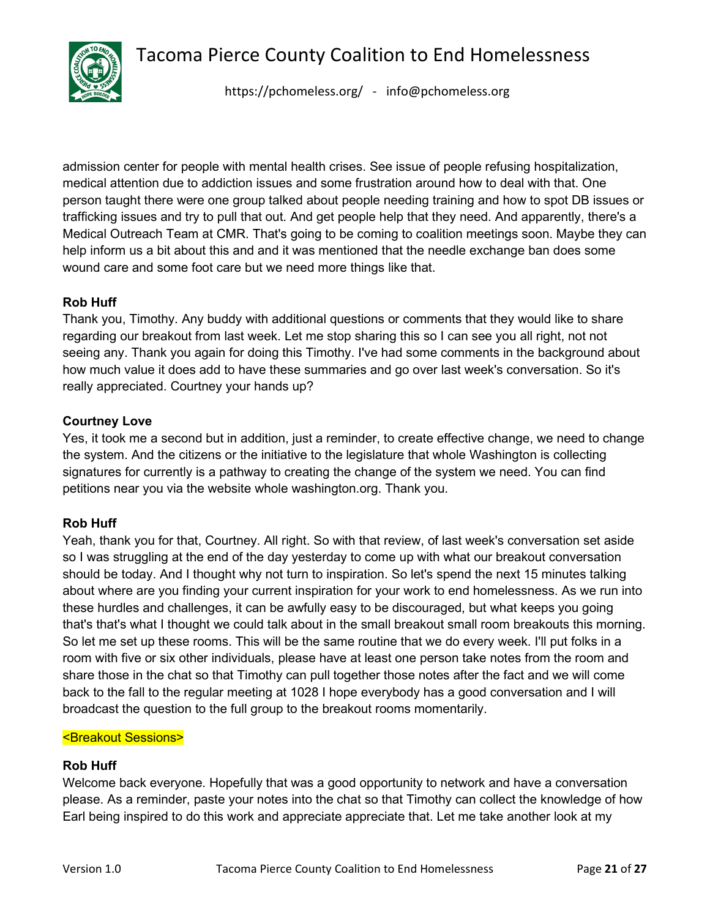admission center for people with mental health crises. See issue of people refusing hospitalization, medical attention due to addiction issues and some frustration around how to deal with that. One person taught there were one group talked about people needing training and how to spot DB issues or trafficking issues and try to pull that out. And get people help that they need. And apparently, there's a Medical Outreach Team at CMR. That's going to be coming to coalition meetings soon. Maybe they can help inform us a bit about this and and it was mentioned that the needle exchange ban does some wound care and some foot care but we need more things like that.

**Rob Huff**
Thank you, Timothy. Any buddy with additional questions or comments that they would like to share regarding our breakout from last week. Let me stop sharing this so I can see you all right, not not seeing any. Thank you again for doing this Timothy. I've had some comments in the background about how much value it does add to have these summaries and go over last week's conversation. So it's really appreciated. Courtney your hands up?

**Courtney Love**
Yes, it took me a second but in addition, just a reminder, to create effective change, we need to change the system. And the citizens or the initiative to the legislature that whole Washington is collecting signatures for currently is a pathway to creating the change of the system we need. You can find petitions near you via the website whole washington.org. Thank you.

**Rob Huff**
Yeah, thank you for that, Courtney. All right. So with that review, of last week's conversation set aside so I was struggling at the end of the day yesterday to come up with what our breakout conversation should be today. And I thought why not turn to inspiration. So let's spend the next 15 minutes talking about where are you finding your current inspiration for your work to end homelessness. As we run into these hurdles and challenges, it can be awfully easy to be discouraged, but what keeps you going that's that's what I thought we could talk about in the small breakout small room breakouts this morning. So let me set up these rooms. This will be the same routine that we do every week. I'll put folks in a room with five or six other individuals, please have at least one person take notes from the room and share those in the chat so that Timothy can pull together those notes after the fact and we will come back to the fall to the regular meeting at 1028 I hope everybody has a good conversation and I will broadcast the question to the full group to the breakout rooms momentarily.

<Breakout Sessions>

**Rob Huff**
Welcome back everyone. Hopefully that was a good opportunity to network and have a conversation please. As a reminder, paste your notes into the chat so that Timothy can collect the knowledge of how Earl being inspired to do this work and appreciate appreciate that. Let me take another look at my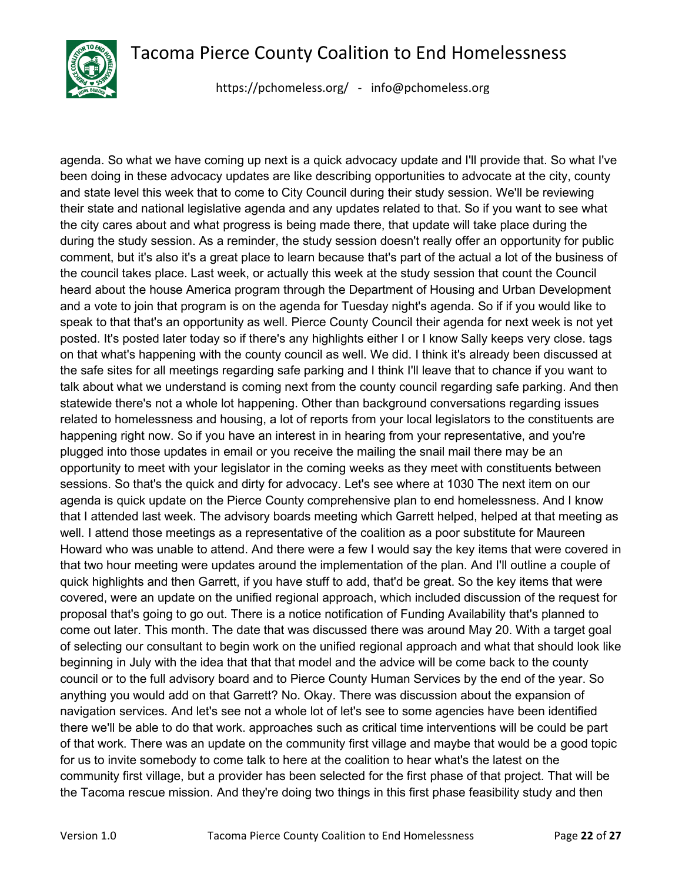agenda. So what we have coming up next is a quick advocacy update and I'll provide that. So what I've been doing in these advocacy updates are like describing opportunities to advocate at the city, county and state level this week that to come to City Council during their study session. We'll be reviewing their state and national legislative agenda and any updates related to that. So if you want to see what the city cares about and what progress is being made there, that update will take place during the during the study session. As a reminder, the study session doesn't really offer an opportunity for public comment, but it's also it's a great place to learn because that's part of the actual a lot of the business of the council takes place. Last week, or actually this week at the study session that count the Council heard about the house America program through the Department of Housing and Urban Development and a vote to join that program is on the agenda for Tuesday night's agenda. So if if you would like to speak to that that's an opportunity as well. Pierce County Council their agenda for next week is not yet posted. It's posted later today so if there's any highlights either I or I know Sally keeps very close. tags on that what's happening with the county council as well. We did. I think it's already been discussed at the safe sites for all meetings regarding safe parking and I think I'll leave that to chance if you want to talk about what we understand is coming next from the county council regarding safe parking. And then statewide there's not a whole lot happening. Other than background conversations regarding issues related to homelessness and housing, a lot of reports from your local legislators to the constituents are happening right now. So if you have an interest in in hearing from your representative, and you're plugged into those updates in email or you receive the mailing the snail mail there may be an opportunity to meet with your legislator in the coming weeks as they meet with constituents between sessions. So that's the quick and dirty for advocacy. Let's see where at 1030 The next item on our agenda is quick update on the Pierce County comprehensive plan to end homelessness. And I know that I attended last week. The advisory boards meeting which Garrett helped, helped at that meeting as well. I attend those meetings as a representative of the coalition as a poor substitute for Maureen Howard who was unable to attend. And there were a few I would say the key items that were covered in that two hour meeting were updates around the implementation of the plan. And I'll outline a couple of quick highlights and then Garrett, if you have stuff to add, that'd be great. So the key items that were covered, were an update on the unified regional approach, which included discussion of the request for proposal that's going to go out. There is a notice notification of Funding Availability that's planned to come out later. This month. The date that was discussed there was around May 20. With a target goal of selecting our consultant to begin work on the unified regional approach and what that should look like beginning in July with the idea that that that model and the advice will be come back to the county council or to the full advisory board and to Pierce County Human Services by the end of the year. So anything you would add on that Garrett? No. Okay. There was discussion about the expansion of navigation services. And let's see not a whole lot of let's see to some agencies have been identified there we'll be able to do that work. approaches such as critical time interventions will be could be part of that work. There was an update on the community first village and maybe that would be a good topic for us to invite somebody to come talk to here at the coalition to hear what's the latest on the community first village, but a provider has been selected for the first phase of that project. That will be the Tacoma rescue mission. And they're doing two things in this first phase feasibility study and then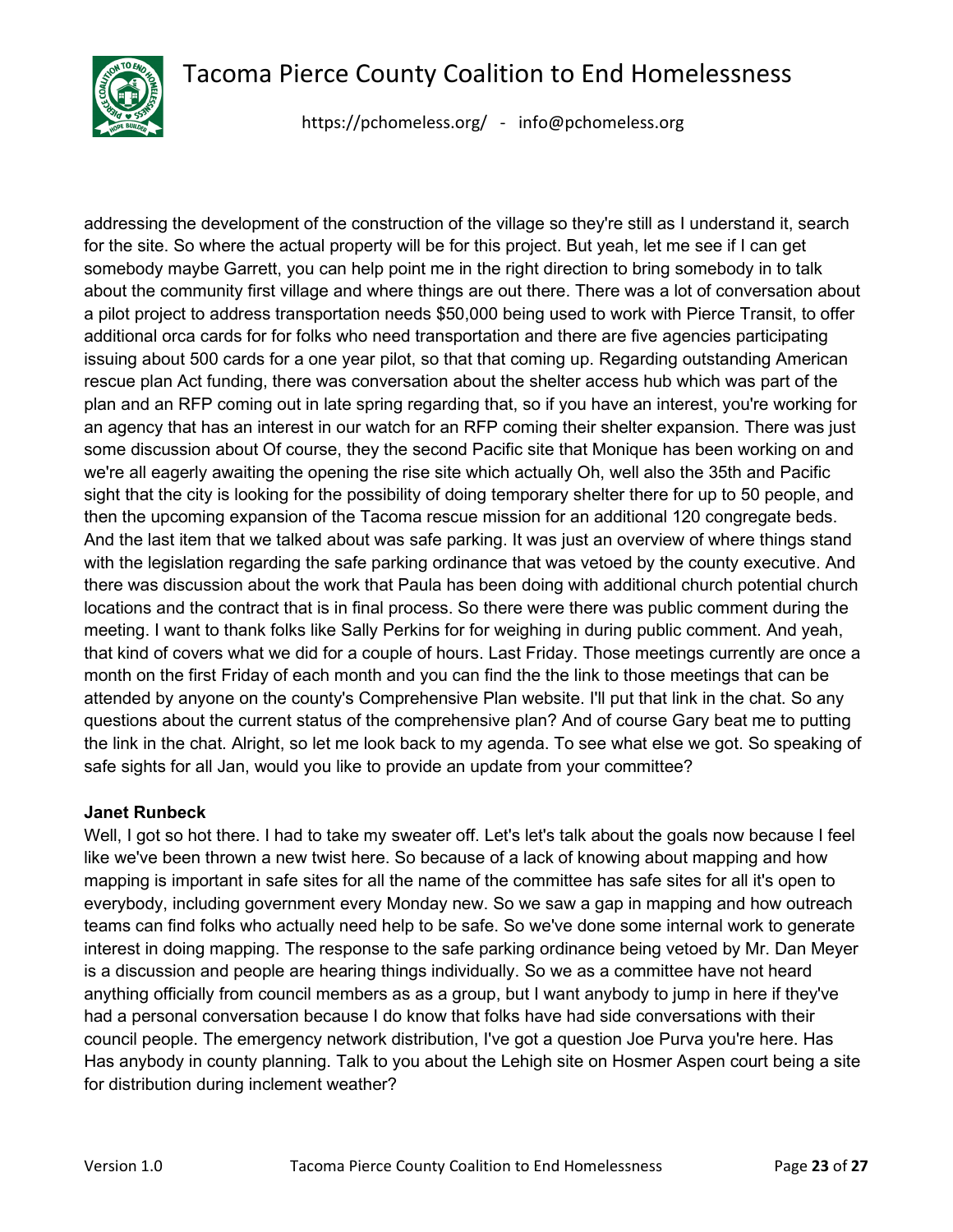addressing the development of the construction of the village so they're still as I understand it, search for the site. So where the actual property will be for this project. But yeah, let me see if I can get somebody maybe Garrett, you can help point me in the right direction to bring somebody in to talk about the community first village and where things are out there. There was a lot of conversation about a pilot project to address transportation needs $50,000 being used to work with Pierce Transit, to offer additional orca cards for for folks who need transportation and there are five agencies participating issuing about 500 cards for a one year pilot, so that that coming up. Regarding outstanding American rescue plan Act funding, there was conversation about the shelter access hub which was part of the plan and an RFP coming out in late spring regarding that, so if you have an interest, you're working for an agency that has an interest in our watch for an RFP coming their shelter expansion. There was just some discussion about Of course, they the second Pacific site that Monique has been working on and we're all eagerly awaiting the opening the rise site which actually Oh, well also the 35th and Pacific sight that the city is looking for the possibility of doing temporary shelter there for up to 50 people, and then the upcoming expansion of the Tacoma rescue mission for an additional 120 congregate beds. And the last item that we talked about was safe parking. It was just an overview of where things stand with the legislation regarding the safe parking ordinance that was vetoed by the county executive. And there was discussion about the work that Paula has been doing with additional church potential church locations and the contract that is in final process. So there were there was public comment during the meeting. I want to thank folks like Sally Perkins for for weighing in during public comment. And yeah, that kind of covers what we did for a couple of hours. Last Friday. Those meetings currently are once a month on the first Friday of each month and you can find the the link to those meetings that can be attended by anyone on the county's Comprehensive Plan website. I'll put that link in the chat. So any questions about the current status of the comprehensive plan? And of course Gary beat me to putting the link in the chat. Alright, so let me look back to my agenda. To see what else we got. So speaking of safe sights for all Jan, would you like to provide an update from your committee?

**Janet Runbeck**

Well, I got so hot there. I had to take my sweater off. Let's let's talk about the goals now because I feel like we've been thrown a new twist here. So because of a lack of knowing about mapping and how mapping is important in safe sites for all the name of the committee has safe sites for all it's open to everybody, including government every Monday new. So we saw a gap in mapping and how outreach teams can find folks who actually need help to be safe. So we've done some internal work to generate interest in doing mapping. The response to the safe parking ordinance being vetoed by Mr. Dan Meyer is a discussion and people are hearing things individually. So we as a committee have not heard anything officially from council members as as a group, but I want anybody to jump in here if they've had a personal conversation because I do know that folks have had side conversations with their council people. The emergency network distribution, I've got a question Joe Purva you're here. Has Has anybody in county planning. Talk to you about the Lehigh site on Hosmer Aspen court being a site for distribution during inclement weather?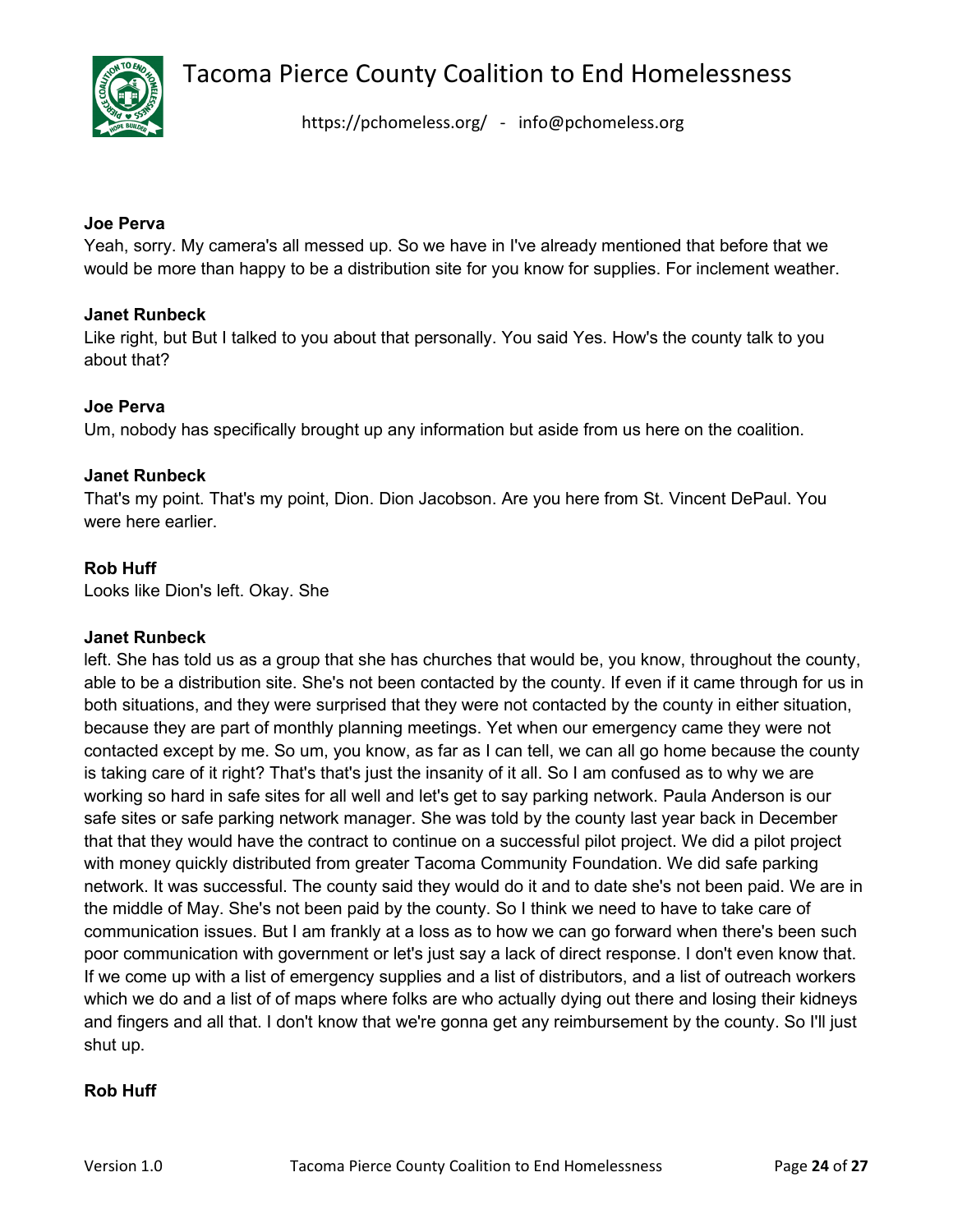**Joe Perva**
Yeah, sorry. My camera's all messed up. So we have in I've already mentioned that before that we would be more than happy to be a distribution site for you know for supplies. For inclement weather.

**Janet Runbeck**
Like right, but But I talked to you about that personally. You said Yes. How's the county talk to you about that?

**Joe Perva**
Um, nobody has specifically brought up any information but aside from us here on the coalition.

**Janet Runbeck**
That's my point. That's my point, Dion. Dion Jacobson. Are you here from St. Vincent DePaul. You were here earlier.

**Rob Huff**
Looks like Dion's left. Okay. She

**Janet Runbeck**
left. She has told us as a group that she has churches that would be, you know, throughout the county, able to be a distribution site. She's not been contacted by the county. If even if it came through for us in both situations, and they were surprised that they were not contacted by the county in either situation, because they are part of monthly planning meetings. Yet when our emergency came they were not contacted except by me. So um, you know, as far as I can tell, we can all go home because the county is taking care of it right? That's that's just the insanity of it all. So I am confused as to why we are working so hard in safe sites for all well and let's get to say parking network. Paula Anderson is our safe sites or safe parking network manager. She was told by the county last year back in December that that they would have the contract to continue on a successful pilot project. We did a pilot project with money quickly distributed from greater Tacoma Community Foundation. We did safe parking network. It was successful. The county said they would do it and to date she's not been paid. We are in the middle of May. She's not been paid by the county. So I think we need to have to take care of communication issues. But I am frankly at a loss as to how we can go forward when there's been such poor communication with government or let's just say a lack of direct response. I don't even know that. If we come up with a list of emergency supplies and a list of distributors, and a list of outreach workers which we do and a list of of maps where folks are who actually dying out there and losing their kidneys and fingers and all that. I don't know that we're gonna get any reimbursement by the county. So I'll just shut up.

**Rob Huff**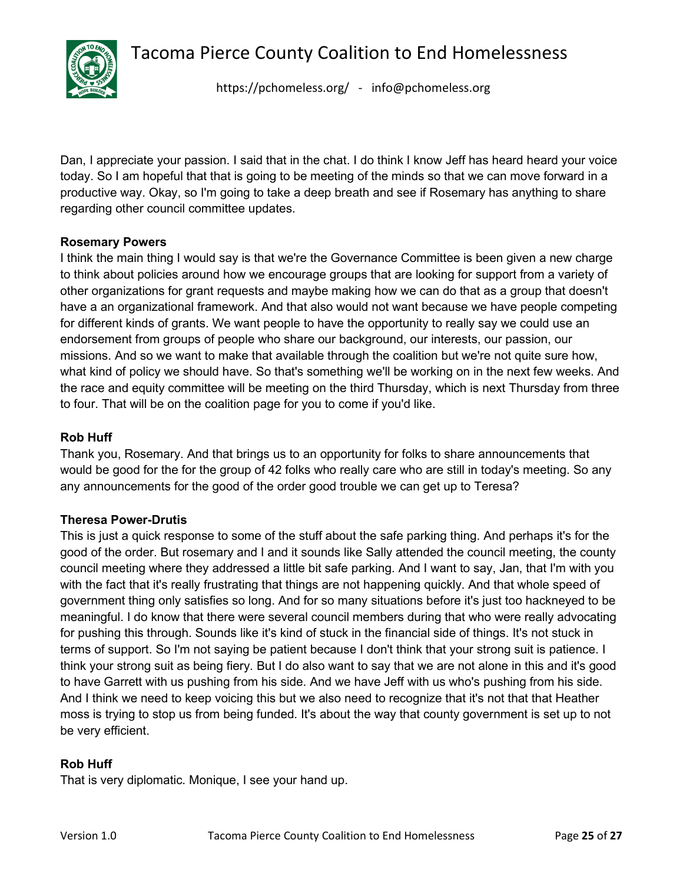Dan, I appreciate your passion. I said that in the chat. I do think I know Jeff has heard heard your voice today. So I am hopeful that that is going to be meeting of the minds so that we can move forward in a productive way. Okay, so I'm going to take a deep breath and see if Rosemary has anything to share regarding other council committee updates.

**Rosemary Powers**
I think the main thing I would say is that we're the Governance Committee is been given a new charge to think about policies around how we encourage groups that are looking for support from a variety of other organizations for grant requests and maybe making how we can do that as a group that doesn't have a an organizational framework. And that also would not want because we have people competing for different kinds of grants. We want people to have the opportunity to really say we could use an endorsement from groups of people who share our background, our interests, our passion, our missions. And so we want to make that available through the coalition but we're not quite sure how, what kind of policy we should have. So that's something we'll be working on in the next few weeks. And the race and equity committee will be meeting on the third Thursday, which is next Thursday from three to four. That will be on the coalition page for you to come if you'd like.

**Rob Huff**
Thank you, Rosemary. And that brings us to an opportunity for folks to share announcements that would be good for the for the group of 42 folks who really care who are still in today's meeting. So any any announcements for the good of the order good trouble we can get up to Teresa?

**Theresa Power-Drutis**
This is just a quick response to some of the stuff about the safe parking thing. And perhaps it's for the good of the order. But rosemary and I and it sounds like Sally attended the council meeting, the county council meeting where they addressed a little bit safe parking. And I want to say, Jan, that I'm with you with the fact that it's really frustrating that things are not happening quickly. And that whole speed of government thing only satisfies so long. And for so many situations before it's just too hackneyed to be meaningful. I do know that there were several council members during that who were really advocating for pushing this through. Sounds like it's kind of stuck in the financial side of things. It's not stuck in terms of support. So I'm not saying be patient because I don't think that your strong suit is patience. I think your strong suit as being fiery. But I do also want to say that we are not alone in this and it's good to have Garrett with us pushing from his side. And we have Jeff with us who's pushing from his side. And I think we need to keep voicing this but we also need to recognize that it's not that that Heather moss is trying to stop us from being funded. It's about the way that county government is set up to not be very efficient.

**Rob Huff**
That is very diplomatic. Monique, I see your hand up.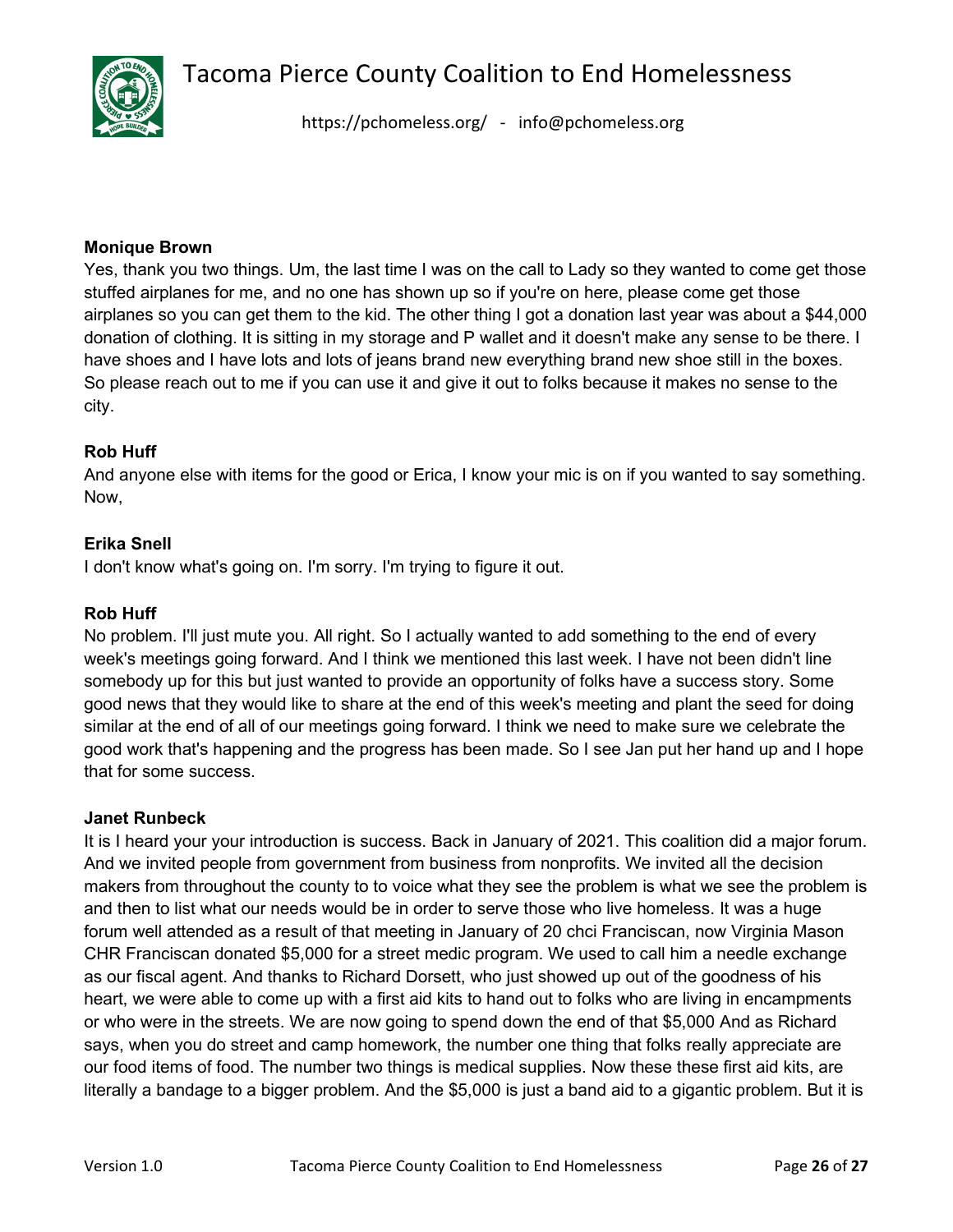**Monique Brown**
Yes, thank you two things. Um, the last time I was on the call to Lady so they wanted to come get those stuffed airplanes for me, and no one has shown up so if you're on here, please come get those airplanes so you can get them to the kid. The other thing I got a donation last year was about a $44,000 donation of clothing. It is sitting in my storage and P wallet and it doesn't make any sense to be there. I have shoes and I have lots and lots of jeans brand new everything brand new shoe still in the boxes. So please reach out to me if you can use it and give it out to folks because it makes no sense to the city.

**Rob Huff**
And anyone else with items for the good or Erica, I know your mic is on if you wanted to say something. Now,

**Erika Snell**
I don't know what's going on. I'm sorry. I'm trying to figure it out.

**Rob Huff**
No problem. I'll just mute you. All right. So I actually wanted to add something to the end of every week's meetings going forward. And I think we mentioned this last week. I have not been didn't line somebody up for this but just wanted to provide an opportunity of folks have a success story. Some good news that they would like to share at the end of this week's meeting and plant the seed for doing similar at the end of all of our meetings going forward. I think we need to make sure we celebrate the good work that's happening and the progress has been made. So I see Jan put her hand up and I hope that for some success.

**Janet Runbeck**
It is I heard your your introduction is success. Back in January of 2021. This coalition did a major forum. And we invited people from government from business from nonprofits. We invited all the decision makers from throughout the county to to voice what they see the problem is what we see the problem is and then to list what our needs would be in order to serve those who live homeless. It was a huge forum well attended as a result of that meeting in January of 20 chci Franciscan, now Virginia Mason CHR Franciscan donated $5,000 for a street medic program. We used to call him a needle exchange as our fiscal agent. And thanks to Richard Dorsett, who just showed up out of the goodness of his heart, we were able to come up with a first aid kits to hand out to folks who are living in encampments or who were in the streets. We are now going to spend down the end of that $5,000 And as Richard says, when you do street and camp homework, the number one thing that folks really appreciate are our food items of food. The number two things is medical supplies. Now these these first aid kits, are literally a bandage to a bigger problem. And the $5,000 is just a band aid to a gigantic problem. But it is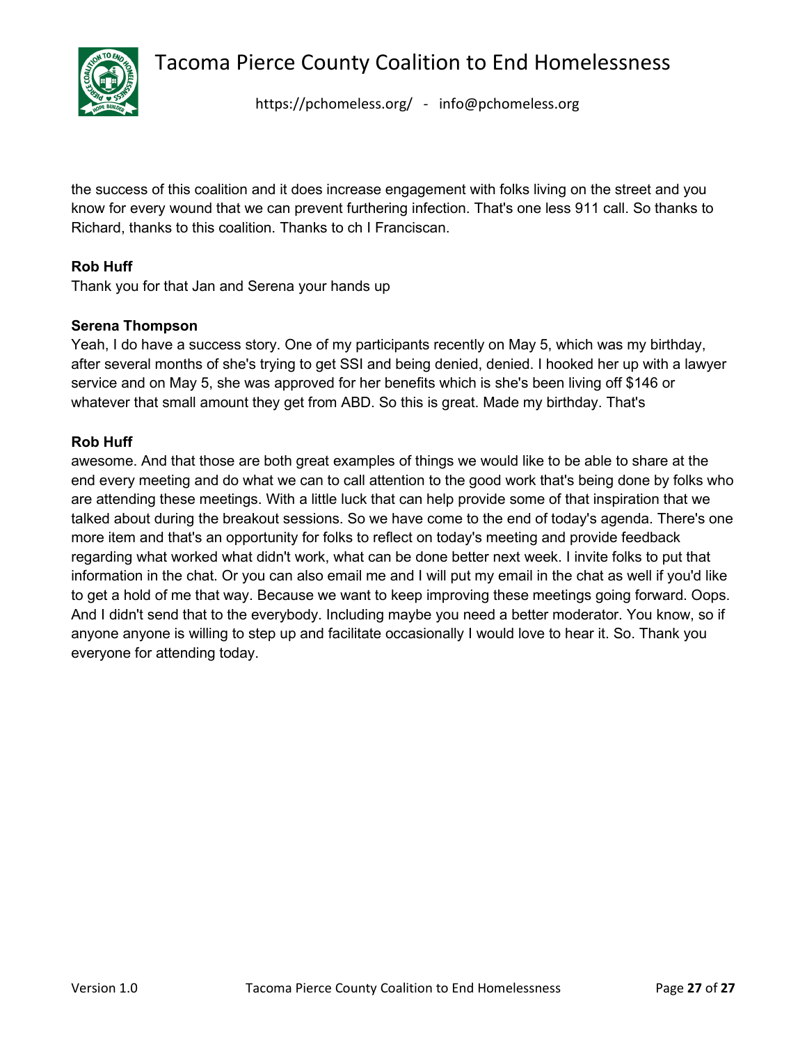the success of this coalition and it does increase engagement with folks living on the street and you know for every wound that we can prevent furthering infection. That's one less 911 call. So thanks to Richard, thanks to this coalition. Thanks to ch I Franciscan.

**Rob Huff**
Thank you for that Jan and Serena your hands up

**Serena Thompson**
Yeah, I do have a success story. One of my participants recently on May 5, which was my birthday, after several months of she's trying to get SSI and being denied, denied. I hooked her up with a lawyer service and on May 5, she was approved for her benefits which is she's been living off $146 or whatever that small amount they get from ABD. So this is great. Made my birthday. That's

**Rob Huff**
awesome. And that those are both great examples of things we would like to be able to share at the end every meeting and do what we can to call attention to the good work that's being done by folks who are attending these meetings. With a little luck that can help provide some of that inspiration that we talked about during the breakout sessions. So we have come to the end of today's agenda. There's one more item and that's an opportunity for folks to reflect on today's meeting and provide feedback regarding what worked what didn't work, what can be done better next week. I invite folks to put that information in the chat. Or you can also email me and I will put my email in the chat as well if you'd like to get a hold of me that way. Because we want to keep improving these meetings going forward. Oops. And I didn't send that to the everybody. Including maybe you need a better moderator. You know, so if anyone anyone is willing to step up and facilitate occasionally I would love to hear it. So. Thank you everyone for attending today.